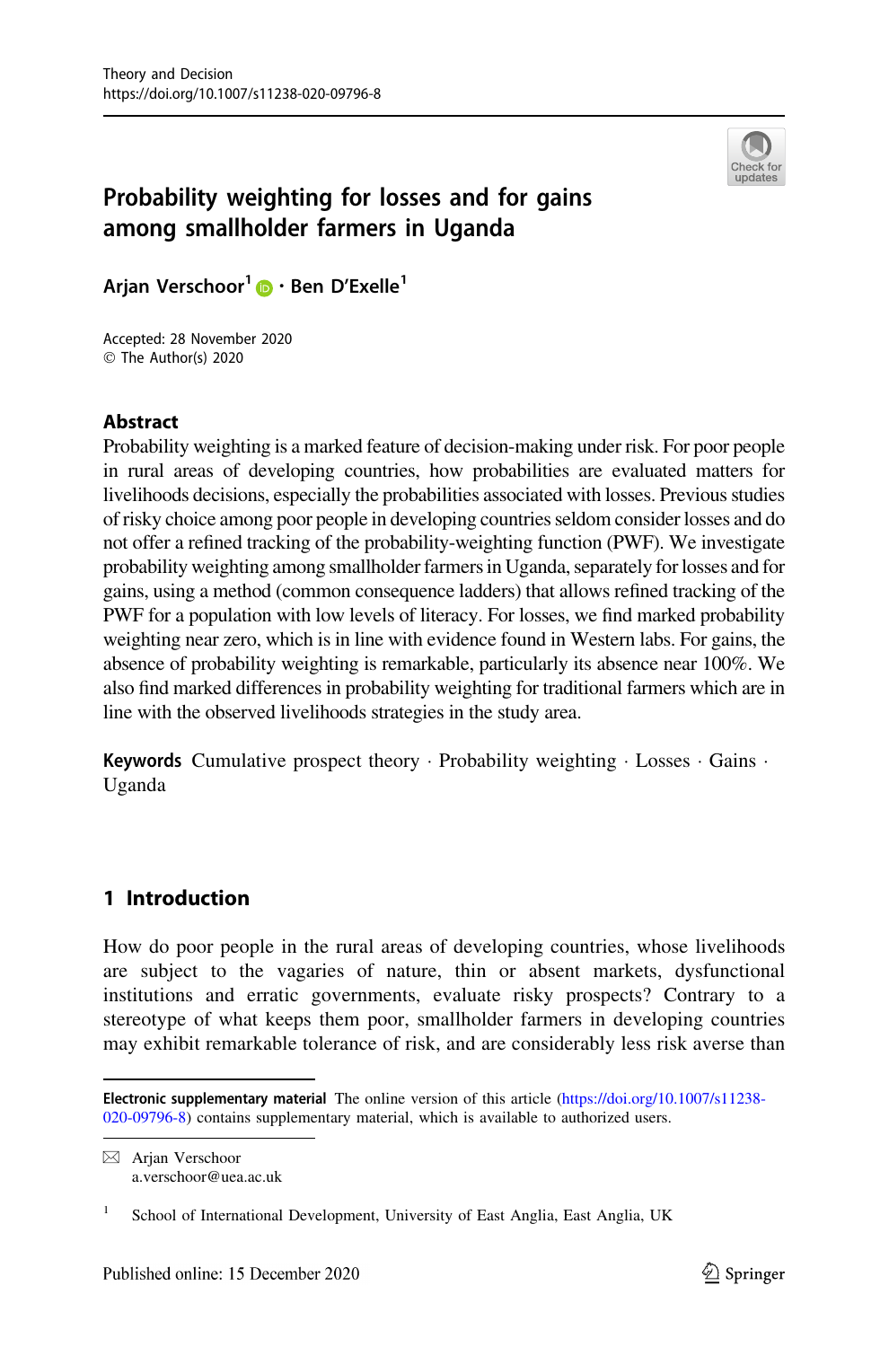# Probability weighting for losses and for gains among smallholder farmers in Uganda

**Arjan Verschoor**[1] **· Ben D'Exelle**[1]

Accepted: 28 November 2020
© The Author(s) 2020

## Abstract

Probability weighting is a marked feature of decision-making under risk. For poor people in rural areas of developing countries, how probabilities are evaluated matters for livelihoods decisions, especially the probabilities associated with losses. Previous studies of risky choice among poor people in developing countries seldom consider losses and do not offer a refined tracking of the probability-weighting function (PWF). We investigate probability weighting among smallholder farmers in Uganda, separately for losses and for gains, using a method (common consequence ladders) that allows refined tracking of the PWF for a population with low levels of literacy. For losses, we find marked probability weighting near zero, which is in line with evidence found in Western labs. For gains, the absence of probability weighting is remarkable, particularly its absence near 100%. We also find marked differences in probability weighting for traditional farmers which are in line with the observed livelihoods strategies in the study area.

**Keywords** Cumulative prospect theory · Probability weighting · Losses · Gains · Uganda

## 1 Introduction

How do poor people in the rural areas of developing countries, whose livelihoods are subject to the vagaries of nature, thin or absent markets, dysfunctional institutions and erratic governments, evaluate risky prospects? Contrary to a stereotype of what keeps them poor, smallholder farmers in developing countries may exhibit remarkable tolerance of risk, and are considerably less risk averse than

---

**Electronic supplementary material** The online version of this article (https://doi.org/10.1007/s11238-020-09796-8) contains supplementary material, which is available to authorized users.

✉ Arjan Verschoor
a.verschoor@uea.ac.uk

[1] School of International Development, University of East Anglia, East Anglia, UK

Published online: 15 December 2020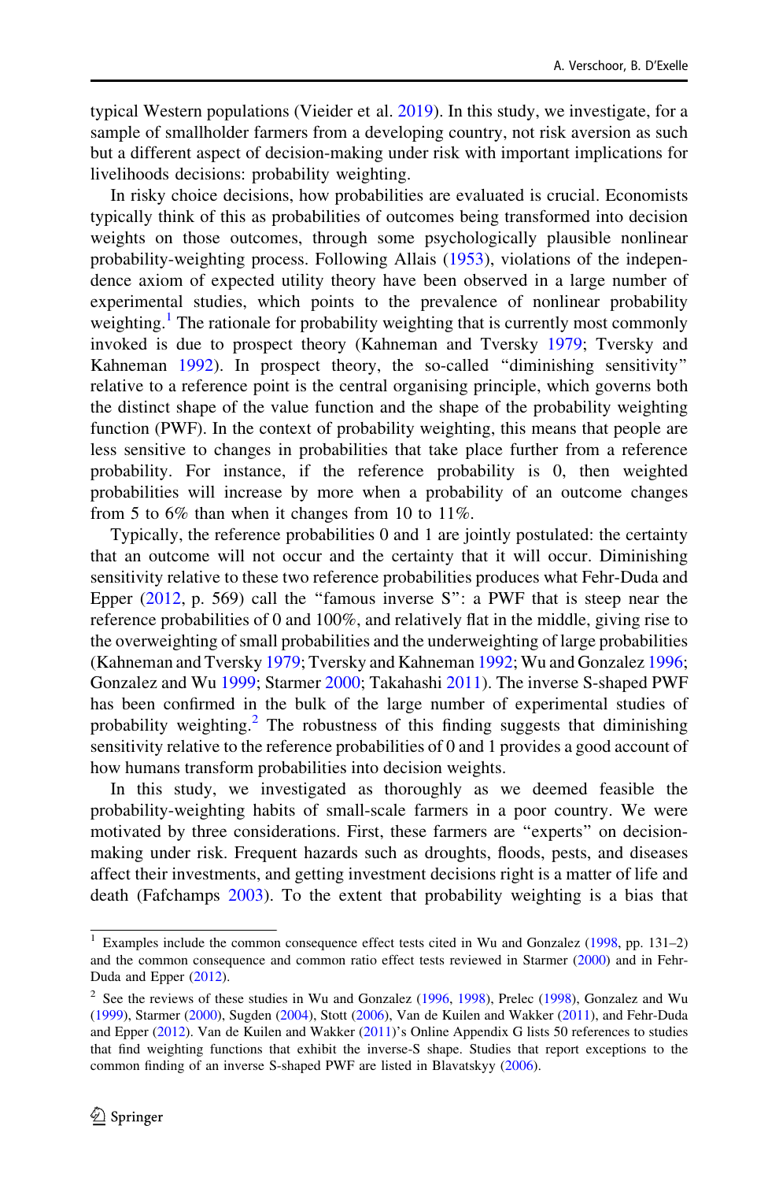typical Western populations (Vieider et al. 2019). In this study, we investigate, for a sample of smallholder farmers from a developing country, not risk aversion as such but a different aspect of decision-making under risk with important implications for livelihoods decisions: probability weighting.

In risky choice decisions, how probabilities are evaluated is crucial. Economists typically think of this as probabilities of outcomes being transformed into decision weights on those outcomes, through some psychologically plausible nonlinear probability-weighting process. Following Allais (1953), violations of the independence axiom of expected utility theory have been observed in a large number of experimental studies, which points to the prevalence of nonlinear probability weighting.[1] The rationale for probability weighting that is currently most commonly invoked is due to prospect theory (Kahneman and Tversky 1979; Tversky and Kahneman 1992). In prospect theory, the so-called "diminishing sensitivity" relative to a reference point is the central organising principle, which governs both the distinct shape of the value function and the shape of the probability weighting function (PWF). In the context of probability weighting, this means that people are less sensitive to changes in probabilities that take place further from a reference probability. For instance, if the reference probability is 0, then weighted probabilities will increase by more when a probability of an outcome changes from 5 to 6% than when it changes from 10 to 11%.

Typically, the reference probabilities 0 and 1 are jointly postulated: the certainty that an outcome will not occur and the certainty that it will occur. Diminishing sensitivity relative to these two reference probabilities produces what Fehr-Duda and Epper (2012, p. 569) call the "famous inverse S": a PWF that is steep near the reference probabilities of 0 and 100%, and relatively flat in the middle, giving rise to the overweighting of small probabilities and the underweighting of large probabilities (Kahneman and Tversky 1979; Tversky and Kahneman 1992; Wu and Gonzalez 1996; Gonzalez and Wu 1999; Starmer 2000; Takahashi 2011). The inverse S-shaped PWF has been confirmed in the bulk of the large number of experimental studies of probability weighting.[2] The robustness of this finding suggests that diminishing sensitivity relative to the reference probabilities of 0 and 1 provides a good account of how humans transform probabilities into decision weights.

In this study, we investigated as thoroughly as we deemed feasible the probability-weighting habits of small-scale farmers in a poor country. We were motivated by three considerations. First, these farmers are "experts" on decision-making under risk. Frequent hazards such as droughts, floods, pests, and diseases affect their investments, and getting investment decisions right is a matter of life and death (Fafchamps 2003). To the extent that probability weighting is a bias that

---

[1] Examples include the common consequence effect tests cited in Wu and Gonzalez (1998, pp. 131–2) and the common consequence and common ratio effect tests reviewed in Starmer (2000) and in Fehr-Duda and Epper (2012).

[2] See the reviews of these studies in Wu and Gonzalez (1996, 1998), Prelec (1998), Gonzalez and Wu (1999), Starmer (2000), Sugden (2004), Stott (2006), Van de Kuilen and Wakker (2011), and Fehr-Duda and Epper (2012). Van de Kuilen and Wakker (2011)'s Online Appendix G lists 50 references to studies that find weighting functions that exhibit the inverse-S shape. Studies that report exceptions to the common finding of an inverse S-shaped PWF are listed in Blavatskyy (2006).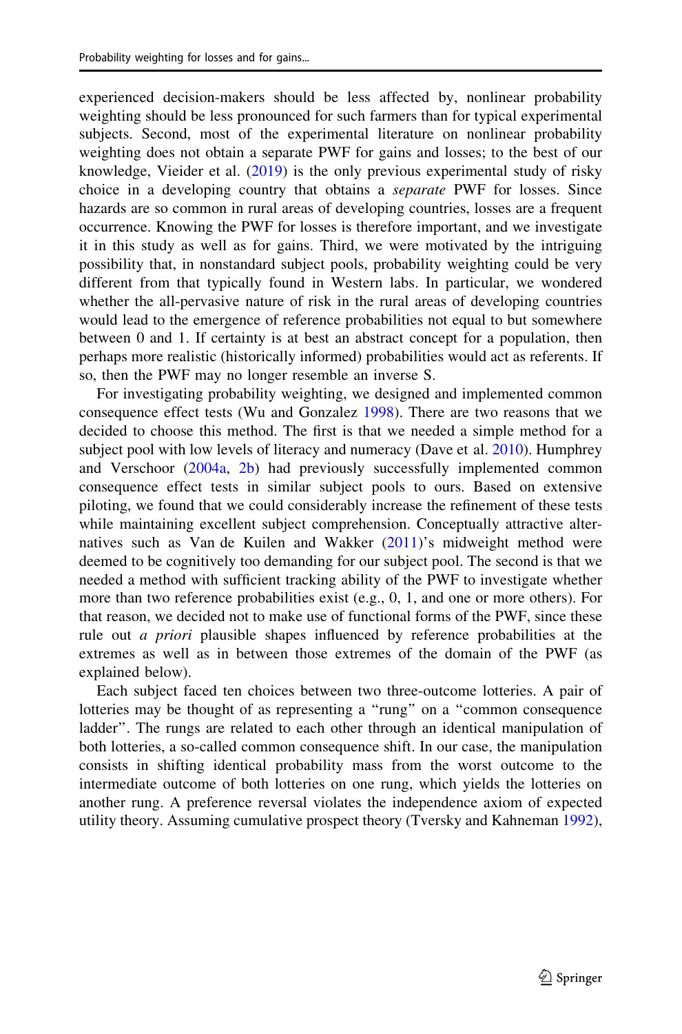experienced decision-makers should be less affected by, nonlinear probability weighting should be less pronounced for such farmers than for typical experimental subjects. Second, most of the experimental literature on nonlinear probability weighting does not obtain a separate PWF for gains and losses; to the best of our knowledge, Vieider et al. (2019) is the only previous experimental study of risky choice in a developing country that obtains a *separate* PWF for losses. Since hazards are so common in rural areas of developing countries, losses are a frequent occurrence. Knowing the PWF for losses is therefore important, and we investigate it in this study as well as for gains. Third, we were motivated by the intriguing possibility that, in nonstandard subject pools, probability weighting could be very different from that typically found in Western labs. In particular, we wondered whether the all-pervasive nature of risk in the rural areas of developing countries would lead to the emergence of reference probabilities not equal to but somewhere between 0 and 1. If certainty is at best an abstract concept for a population, then perhaps more realistic (historically informed) probabilities would act as referents. If so, then the PWF may no longer resemble an inverse S.

For investigating probability weighting, we designed and implemented common consequence effect tests (Wu and Gonzalez 1998). There are two reasons that we decided to choose this method. The first is that we needed a simple method for a subject pool with low levels of literacy and numeracy (Dave et al. 2010). Humphrey and Verschoor (2004a, 2b) had previously successfully implemented common consequence effect tests in similar subject pools to ours. Based on extensive piloting, we found that we could considerably increase the refinement of these tests while maintaining excellent subject comprehension. Conceptually attractive alternatives such as Van de Kuilen and Wakker (2011)'s midweight method were deemed to be cognitively too demanding for our subject pool. The second is that we needed a method with sufficient tracking ability of the PWF to investigate whether more than two reference probabilities exist (e.g., 0, 1, and one or more others). For that reason, we decided not to make use of functional forms of the PWF, since these rule out *a priori* plausible shapes influenced by reference probabilities at the extremes as well as in between those extremes of the domain of the PWF (as explained below).

Each subject faced ten choices between two three-outcome lotteries. A pair of lotteries may be thought of as representing a "rung" on a "common consequence ladder". The rungs are related to each other through an identical manipulation of both lotteries, a so-called common consequence shift. In our case, the manipulation consists in shifting identical probability mass from the worst outcome to the intermediate outcome of both lotteries on one rung, which yields the lotteries on another rung. A preference reversal violates the independence axiom of expected utility theory. Assuming cumulative prospect theory (Tversky and Kahneman 1992),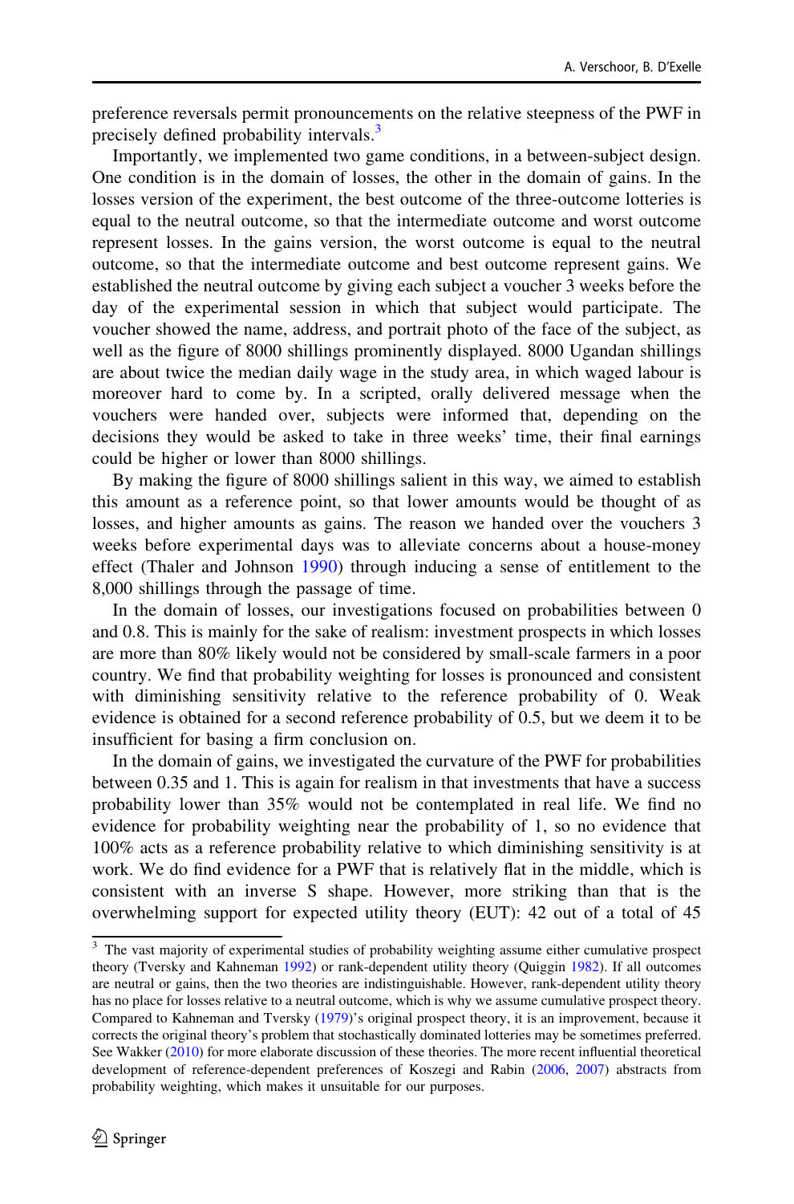preference reversals permit pronouncements on the relative steepness of the PWF in precisely defined probability intervals.[3]

Importantly, we implemented two game conditions, in a between-subject design. One condition is in the domain of losses, the other in the domain of gains. In the losses version of the experiment, the best outcome of the three-outcome lotteries is equal to the neutral outcome, so that the intermediate outcome and worst outcome represent losses. In the gains version, the worst outcome is equal to the neutral outcome, so that the intermediate outcome and best outcome represent gains. We established the neutral outcome by giving each subject a voucher 3 weeks before the day of the experimental session in which that subject would participate. The voucher showed the name, address, and portrait photo of the face of the subject, as well as the figure of 8000 shillings prominently displayed. 8000 Ugandan shillings are about twice the median daily wage in the study area, in which waged labour is moreover hard to come by. In a scripted, orally delivered message when the vouchers were handed over, subjects were informed that, depending on the decisions they would be asked to take in three weeks' time, their final earnings could be higher or lower than 8000 shillings.

By making the figure of 8000 shillings salient in this way, we aimed to establish this amount as a reference point, so that lower amounts would be thought of as losses, and higher amounts as gains. The reason we handed over the vouchers 3 weeks before experimental days was to alleviate concerns about a house-money effect (Thaler and Johnson 1990) through inducing a sense of entitlement to the 8,000 shillings through the passage of time.

In the domain of losses, our investigations focused on probabilities between 0 and 0.8. This is mainly for the sake of realism: investment prospects in which losses are more than 80% likely would not be considered by small-scale farmers in a poor country. We find that probability weighting for losses is pronounced and consistent with diminishing sensitivity relative to the reference probability of 0. Weak evidence is obtained for a second reference probability of 0.5, but we deem it to be insufficient for basing a firm conclusion on.

In the domain of gains, we investigated the curvature of the PWF for probabilities between 0.35 and 1. This is again for realism in that investments that have a success probability lower than 35% would not be contemplated in real life. We find no evidence for probability weighting near the probability of 1, so no evidence that 100% acts as a reference probability relative to which diminishing sensitivity is at work. We do find evidence for a PWF that is relatively flat in the middle, which is consistent with an inverse S shape. However, more striking than that is the overwhelming support for expected utility theory (EUT): 42 out of a total of 45

---

[3] The vast majority of experimental studies of probability weighting assume either cumulative prospect theory (Tversky and Kahneman 1992) or rank-dependent utility theory (Quiggin 1982). If all outcomes are neutral or gains, then the two theories are indistinguishable. However, rank-dependent utility theory has no place for losses relative to a neutral outcome, which is why we assume cumulative prospect theory. Compared to Kahneman and Tversky (1979)'s original prospect theory, it is an improvement, because it corrects the original theory's problem that stochastically dominated lotteries may be sometimes preferred. See Wakker (2010) for more elaborate discussion of these theories. The more recent influential theoretical development of reference-dependent preferences of Koszegi and Rabin (2006, 2007) abstracts from probability weighting, which makes it unsuitable for our purposes.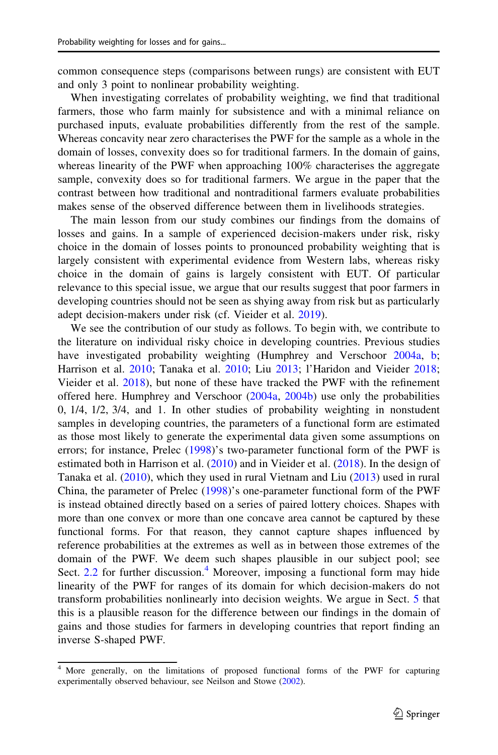common consequence steps (comparisons between rungs) are consistent with EUT and only 3 point to nonlinear probability weighting.

When investigating correlates of probability weighting, we find that traditional farmers, those who farm mainly for subsistence and with a minimal reliance on purchased inputs, evaluate probabilities differently from the rest of the sample. Whereas concavity near zero characterises the PWF for the sample as a whole in the domain of losses, convexity does so for traditional farmers. In the domain of gains, whereas linearity of the PWF when approaching 100% characterises the aggregate sample, convexity does so for traditional farmers. We argue in the paper that the contrast between how traditional and nontraditional farmers evaluate probabilities makes sense of the observed difference between them in livelihoods strategies.

The main lesson from our study combines our findings from the domains of losses and gains. In a sample of experienced decision-makers under risk, risky choice in the domain of losses points to pronounced probability weighting that is largely consistent with experimental evidence from Western labs, whereas risky choice in the domain of gains is largely consistent with EUT. Of particular relevance to this special issue, we argue that our results suggest that poor farmers in developing countries should not be seen as shying away from risk but as particularly adept decision-makers under risk (cf. Vieider et al. 2019).

We see the contribution of our study as follows. To begin with, we contribute to the literature on individual risky choice in developing countries. Previous studies have investigated probability weighting (Humphrey and Verschoor 2004a, b; Harrison et al. 2010; Tanaka et al. 2010; Liu 2013; l'Haridon and Vieider 2018; Vieider et al. 2018), but none of these have tracked the PWF with the refinement offered here. Humphrey and Verschoor (2004a, 2004b) use only the probabilities 0, 1/4, 1/2, 3/4, and 1. In other studies of probability weighting in nonstudent samples in developing countries, the parameters of a functional form are estimated as those most likely to generate the experimental data given some assumptions on errors; for instance, Prelec (1998)'s two-parameter functional form of the PWF is estimated both in Harrison et al. (2010) and in Vieider et al. (2018). In the design of Tanaka et al. (2010), which they used in rural Vietnam and Liu (2013) used in rural China, the parameter of Prelec (1998)'s one-parameter functional form of the PWF is instead obtained directly based on a series of paired lottery choices. Shapes with more than one convex or more than one concave area cannot be captured by these functional forms. For that reason, they cannot capture shapes influenced by reference probabilities at the extremes as well as in between those extremes of the domain of the PWF. We deem such shapes plausible in our subject pool; see Sect. 2.2 for further discussion.[4] Moreover, imposing a functional form may hide linearity of the PWF for ranges of its domain for which decision-makers do not transform probabilities nonlinearly into decision weights. We argue in Sect. 5 that this is a plausible reason for the difference between our findings in the domain of gains and those studies for farmers in developing countries that report finding an inverse S-shaped PWF.

[4] More generally, on the limitations of proposed functional forms of the PWF for capturing experimentally observed behaviour, see Neilson and Stowe (2002).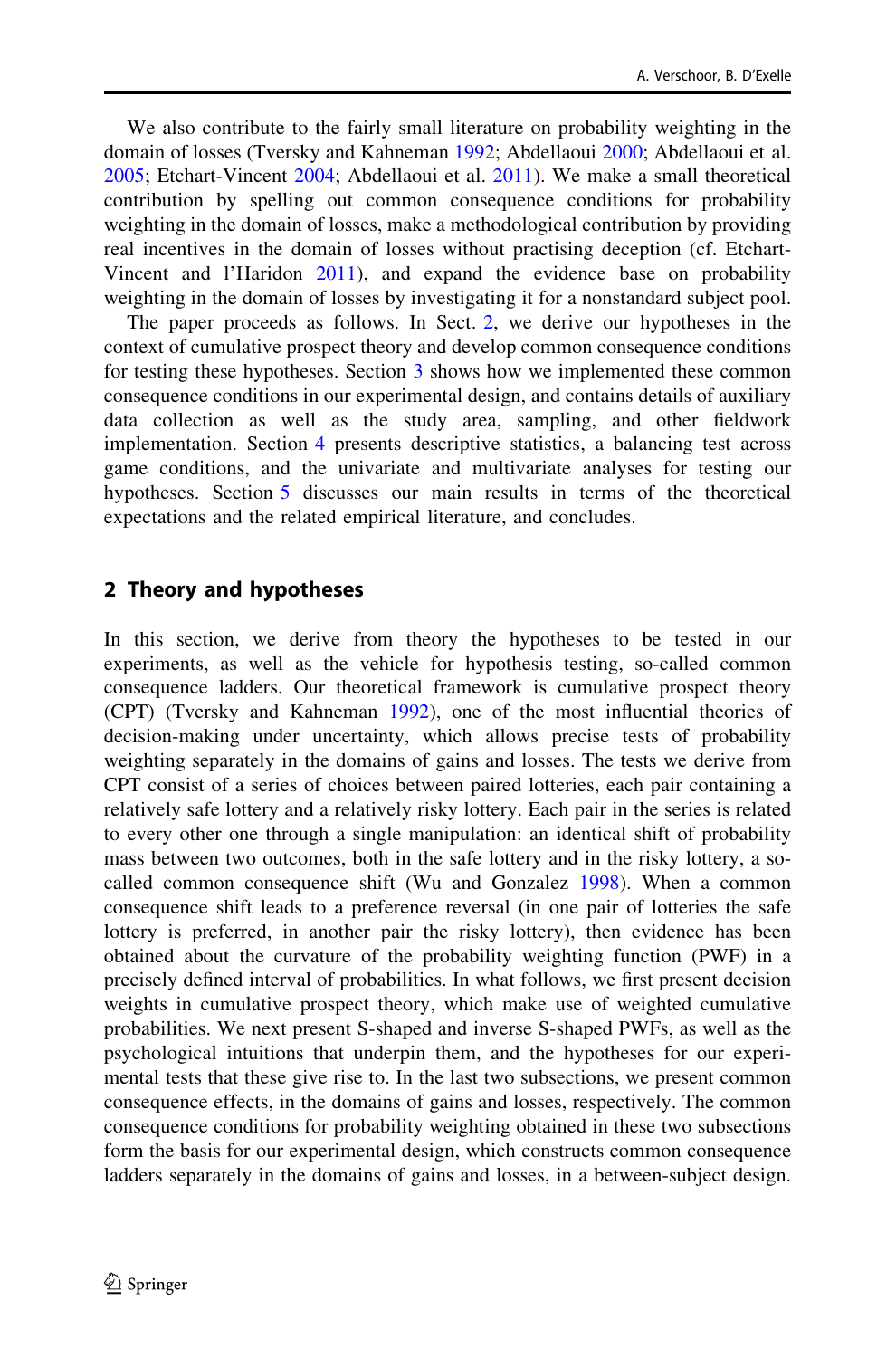We also contribute to the fairly small literature on probability weighting in the domain of losses (Tversky and Kahneman 1992; Abdellaoui 2000; Abdellaoui et al. 2005; Etchart-Vincent 2004; Abdellaoui et al. 2011). We make a small theoretical contribution by spelling out common consequence conditions for probability weighting in the domain of losses, make a methodological contribution by providing real incentives in the domain of losses without practising deception (cf. Etchart-Vincent and l'Haridon 2011), and expand the evidence base on probability weighting in the domain of losses by investigating it for a nonstandard subject pool.

The paper proceeds as follows. In Sect. 2, we derive our hypotheses in the context of cumulative prospect theory and develop common consequence conditions for testing these hypotheses. Section 3 shows how we implemented these common consequence conditions in our experimental design, and contains details of auxiliary data collection as well as the study area, sampling, and other fieldwork implementation. Section 4 presents descriptive statistics, a balancing test across game conditions, and the univariate and multivariate analyses for testing our hypotheses. Section 5 discusses our main results in terms of the theoretical expectations and the related empirical literature, and concludes.

## 2 Theory and hypotheses

In this section, we derive from theory the hypotheses to be tested in our experiments, as well as the vehicle for hypothesis testing, so-called common consequence ladders. Our theoretical framework is cumulative prospect theory (CPT) (Tversky and Kahneman 1992), one of the most influential theories of decision-making under uncertainty, which allows precise tests of probability weighting separately in the domains of gains and losses. The tests we derive from CPT consist of a series of choices between paired lotteries, each pair containing a relatively safe lottery and a relatively risky lottery. Each pair in the series is related to every other one through a single manipulation: an identical shift of probability mass between two outcomes, both in the safe lottery and in the risky lottery, a so-called common consequence shift (Wu and Gonzalez 1998). When a common consequence shift leads to a preference reversal (in one pair of lotteries the safe lottery is preferred, in another pair the risky lottery), then evidence has been obtained about the curvature of the probability weighting function (PWF) in a precisely defined interval of probabilities. In what follows, we first present decision weights in cumulative prospect theory, which make use of weighted cumulative probabilities. We next present S-shaped and inverse S-shaped PWFs, as well as the psychological intuitions that underpin them, and the hypotheses for our experimental tests that these give rise to. In the last two subsections, we present common consequence effects, in the domains of gains and losses, respectively. The common consequence conditions for probability weighting obtained in these two subsections form the basis for our experimental design, which constructs common consequence ladders separately in the domains of gains and losses, in a between-subject design.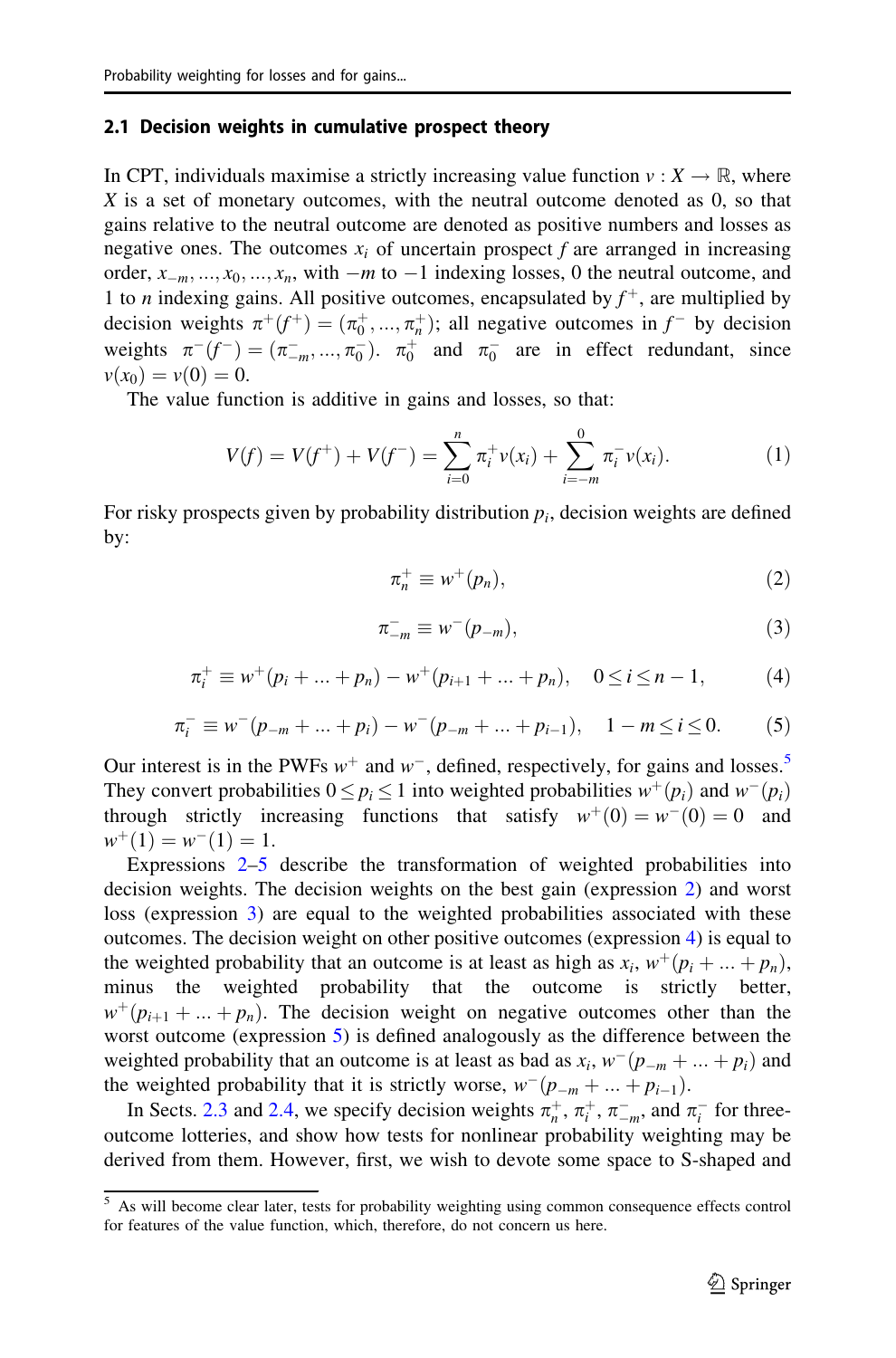### 2.1 Decision weights in cumulative prospect theory

In CPT, individuals maximise a strictly increasing value function $v : X \to \mathbb{R}$, where $X$ is a set of monetary outcomes, with the neutral outcome denoted as 0, so that gains relative to the neutral outcome are denoted as positive numbers and losses as negative ones. The outcomes $x_i$ of uncertain prospect $f$ are arranged in increasing order, $x_{-m}, \ldots, x_0, \ldots, x_n$, with $-m$ to $-1$ indexing losses, 0 the neutral outcome, and 1 to $n$ indexing gains. All positive outcomes, encapsulated by $f^+$, are multiplied by decision weights $\pi^+(f^+) = (\pi_0^+, \ldots, \pi_n^+)$; all negative outcomes in $f^-$ by decision weights $\pi^-(f^-) = (\pi_{-m}^-, \ldots, \pi_0^-)$. $\pi_0^+$ and $\pi_0^-$ are in effect redundant, since $v(x_0) = v(0) = 0$.

The value function is additive in gains and losses, so that:

$$V(f) = V(f^+) + V(f^-) = \sum_{i=0}^{n} \pi_i^+ v(x_i) + \sum_{i=-m}^{0} \pi_i^- v(x_i). \tag{1}$$

For risky prospects given by probability distribution $p_i$, decision weights are defined by:

$$\pi_n^+ \equiv w^+(p_n), \tag{2}$$

$$\pi_{-m}^- \equiv w^-(p_{-m}), \tag{3}$$

$$\pi_i^+ \equiv w^+(p_i + \ldots + p_n) - w^+(p_{i+1} + \ldots + p_n), \quad 0 \leq i \leq n-1, \tag{4}$$

$$\pi_i^- \equiv w^-(p_{-m} + \ldots + p_i) - w^-(p_{-m} + \ldots + p_{i-1}), \quad 1-m \leq i \leq 0. \tag{5}$$

Our interest is in the PWFs $w^+$ and $w^-$, defined, respectively, for gains and losses.[5] They convert probabilities $0 \leq p_i \leq 1$ into weighted probabilities $w^+(p_i)$ and $w^-(p_i)$ through strictly increasing functions that satisfy $w^+(0) = w^-(0) = 0$ and $w^+(1) = w^-(1) = 1$.

Expressions 2–5 describe the transformation of weighted probabilities into decision weights. The decision weights on the best gain (expression 2) and worst loss (expression 3) are equal to the weighted probabilities associated with these outcomes. The decision weight on other positive outcomes (expression 4) is equal to the weighted probability that an outcome is at least as high as $x_i$, $w^+(p_i + \ldots + p_n)$, minus the weighted probability that the outcome is strictly better, $w^+(p_{i+1} + \ldots + p_n)$. The decision weight on negative outcomes other than the worst outcome (expression 5) is defined analogously as the difference between the weighted probability that an outcome is at least as bad as $x_i$, $w^-(p_{-m} + \ldots + p_i)$ and the weighted probability that it is strictly worse, $w^-(p_{-m} + \ldots + p_{i-1})$.

In Sects. 2.3 and 2.4, we specify decision weights $\pi_n^+$, $\pi_i^+$, $\pi_{-m}^-$, and $\pi_i^-$ for three-outcome lotteries, and show how tests for nonlinear probability weighting may be derived from them. However, first, we wish to devote some space to S-shaped and

[5] As will become clear later, tests for probability weighting using common consequence effects control for features of the value function, which, therefore, do not concern us here.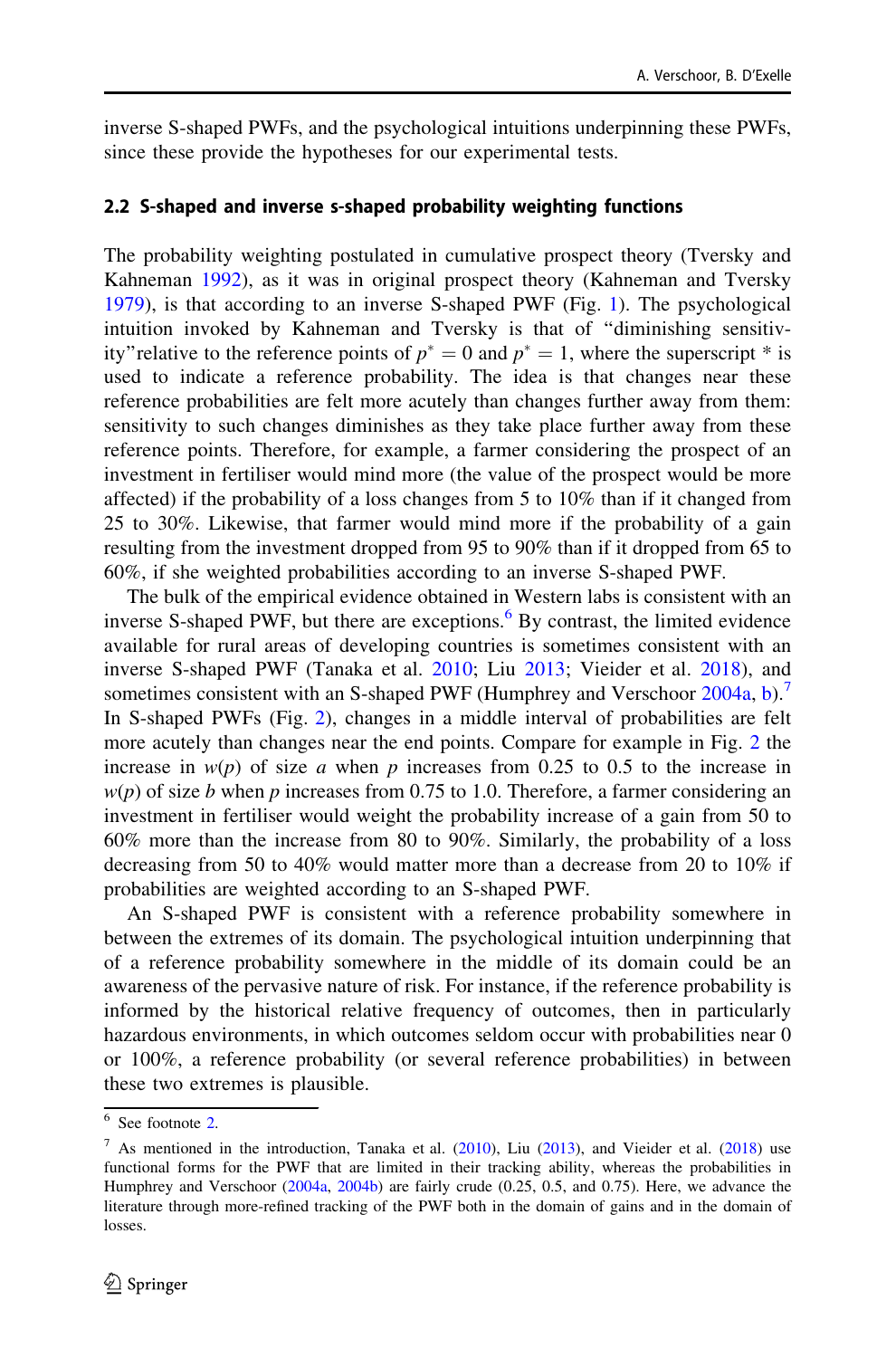inverse S-shaped PWFs, and the psychological intuitions underpinning these PWFs, since these provide the hypotheses for our experimental tests.

### 2.2 S-shaped and inverse s-shaped probability weighting functions

The probability weighting postulated in cumulative prospect theory (Tversky and Kahneman 1992), as it was in original prospect theory (Kahneman and Tversky 1979), is that according to an inverse S-shaped PWF (Fig. 1). The psychological intuition invoked by Kahneman and Tversky is that of "diminishing sensitivity" relative to the reference points of $p^* = 0$ and $p^* = 1$, where the superscript * is used to indicate a reference probability. The idea is that changes near these reference probabilities are felt more acutely than changes further away from them: sensitivity to such changes diminishes as they take place further away from these reference points. Therefore, for example, a farmer considering the prospect of an investment in fertiliser would mind more (the value of the prospect would be more affected) if the probability of a loss changes from 5 to 10% than if it changed from 25 to 30%. Likewise, that farmer would mind more if the probability of a gain resulting from the investment dropped from 95 to 90% than if it dropped from 65 to 60%, if she weighted probabilities according to an inverse S-shaped PWF.

The bulk of the empirical evidence obtained in Western labs is consistent with an inverse S-shaped PWF, but there are exceptions.[6] By contrast, the limited evidence available for rural areas of developing countries is sometimes consistent with an inverse S-shaped PWF (Tanaka et al. 2010; Liu 2013; Vieider et al. 2018), and sometimes consistent with an S-shaped PWF (Humphrey and Verschoor 2004a, b).[7] In S-shaped PWFs (Fig. 2), changes in a middle interval of probabilities are felt more acutely than changes near the end points. Compare for example in Fig. 2 the increase in $w(p)$ of size $a$ when $p$ increases from 0.25 to 0.5 to the increase in $w(p)$ of size $b$ when $p$ increases from 0.75 to 1.0. Therefore, a farmer considering an investment in fertiliser would weight the probability increase of a gain from 50 to 60% more than the increase from 80 to 90%. Similarly, the probability of a loss decreasing from 50 to 40% would matter more than a decrease from 20 to 10% if probabilities are weighted according to an S-shaped PWF.

An S-shaped PWF is consistent with a reference probability somewhere in between the extremes of its domain. The psychological intuition underpinning that of a reference probability somewhere in the middle of its domain could be an awareness of the pervasive nature of risk. For instance, if the reference probability is informed by the historical relative frequency of outcomes, then in particularly hazardous environments, in which outcomes seldom occur with probabilities near 0 or 100%, a reference probability (or several reference probabilities) in between these two extremes is plausible.

---

[6] See footnote 2.

[7] As mentioned in the introduction, Tanaka et al. (2010), Liu (2013), and Vieider et al. (2018) use functional forms for the PWF that are limited in their tracking ability, whereas the probabilities in Humphrey and Verschoor (2004a, 2004b) are fairly crude (0.25, 0.5, and 0.75). Here, we advance the literature through more-refined tracking of the PWF both in the domain of gains and in the domain of losses.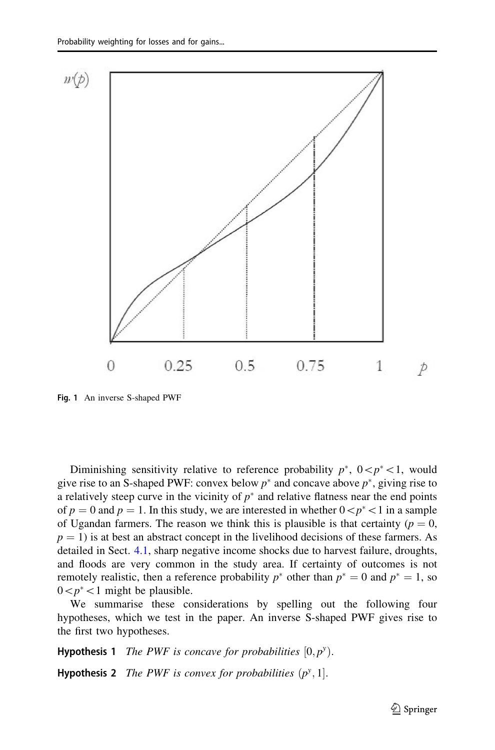Fig. 1 An inverse S-shaped PWF

Diminishing sensitivity relative to reference probability $p^*$, $0 < p^* < 1$, would give rise to an S-shaped PWF: convex below $p^*$ and concave above $p^*$, giving rise to a relatively steep curve in the vicinity of $p^*$ and relative flatness near the end points of $p = 0$ and $p = 1$. In this study, we are interested in whether $0 < p^* < 1$ in a sample of Ugandan farmers. The reason we think this is plausible is that certainty ($p = 0$, $p = 1$) is at best an abstract concept in the livelihood decisions of these farmers. As detailed in Sect. 4.1, sharp negative income shocks due to harvest failure, droughts, and floods are very common in the study area. If certainty of outcomes is not remotely realistic, then a reference probability $p^*$ other than $p^* = 0$ and $p^* = 1$, so $0 < p^* < 1$ might be plausible.

We summarise these considerations by spelling out the following four hypotheses, which we test in the paper. An inverse S-shaped PWF gives rise to the first two hypotheses.

**Hypothesis 1** *The PWF is concave for probabilities* $[0, p^y)$.

**Hypothesis 2** *The PWF is convex for probabilities* $(p^y, 1]$.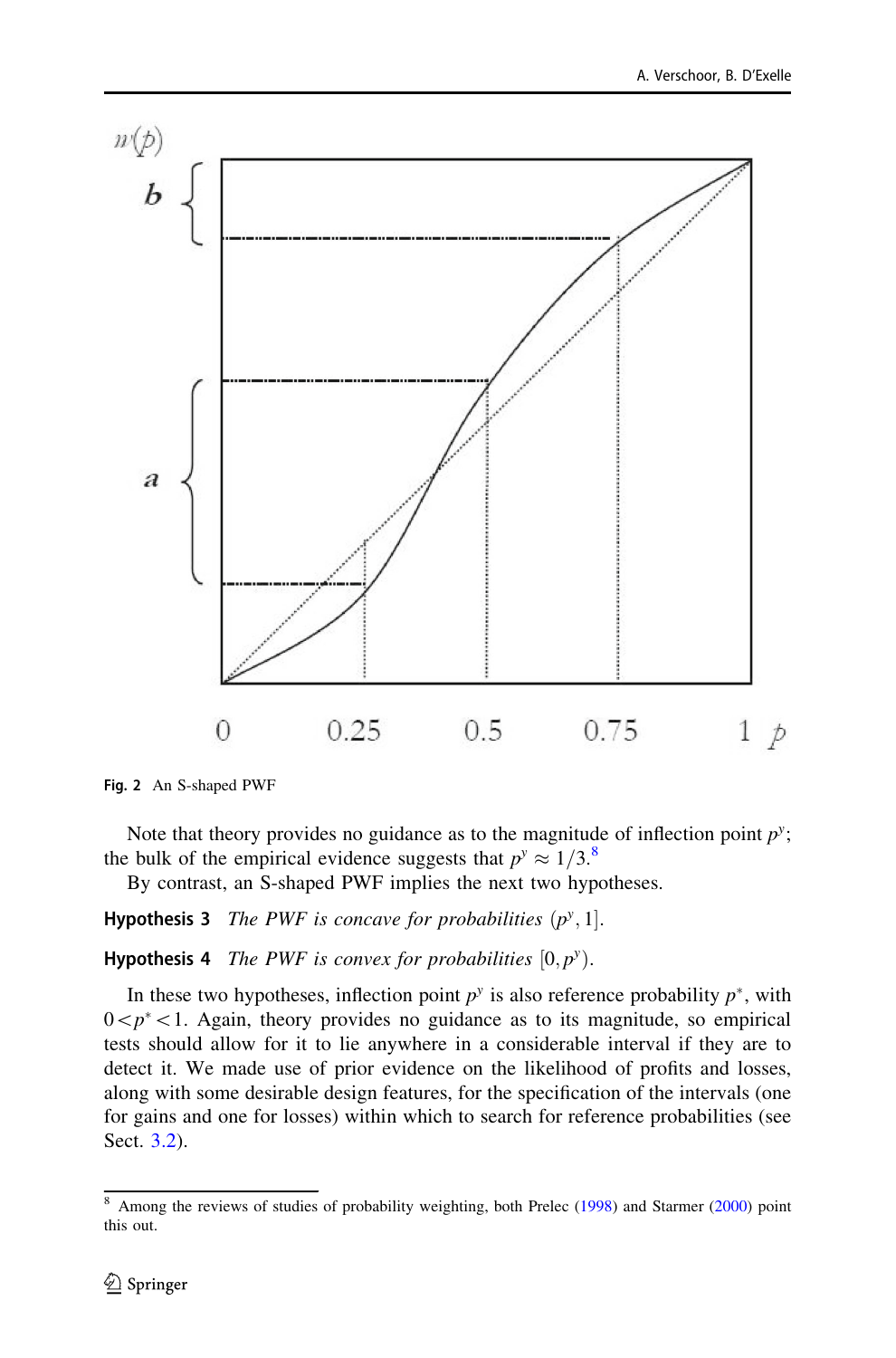Fig. 2 An S-shaped PWF

Note that theory provides no guidance as to the magnitude of inflection point $p^y$; the bulk of the empirical evidence suggests that $p^y \approx 1/3$.[8]

By contrast, an S-shaped PWF implies the next two hypotheses.

**Hypothesis 3** *The PWF is concave for probabilities* $(p^y, 1]$.

**Hypothesis 4** *The PWF is convex for probabilities* $[0, p^y)$.

In these two hypotheses, inflection point $p^y$ is also reference probability $p^*$, with $0 < p^* < 1$. Again, theory provides no guidance as to its magnitude, so empirical tests should allow for it to lie anywhere in a considerable interval if they are to detect it. We made use of prior evidence on the likelihood of profits and losses, along with some desirable design features, for the specification of the intervals (one for gains and one for losses) within which to search for reference probabilities (see Sect. 3.2).

[8] Among the reviews of studies of probability weighting, both Prelec (1998) and Starmer (2000) point this out.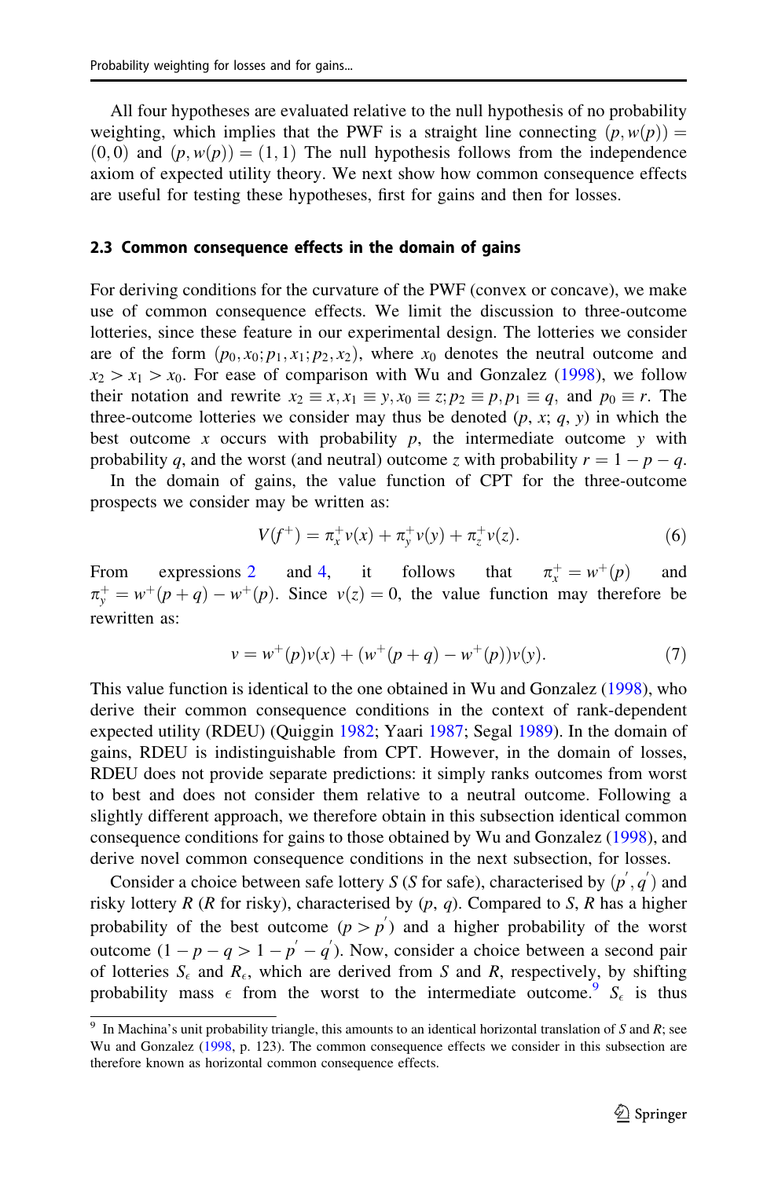All four hypotheses are evaluated relative to the null hypothesis of no probability weighting, which implies that the PWF is a straight line connecting $(p, w(p)) = (0, 0)$ and $(p, w(p)) = (1, 1)$ The null hypothesis follows from the independence axiom of expected utility theory. We next show how common consequence effects are useful for testing these hypotheses, first for gains and then for losses.

### 2.3 Common consequence effects in the domain of gains

For deriving conditions for the curvature of the PWF (convex or concave), we make use of common consequence effects. We limit the discussion to three-outcome lotteries, since these feature in our experimental design. The lotteries we consider are of the form $(p_0, x_0; p_1, x_1; p_2, x_2)$, where $x_0$ denotes the neutral outcome and $x_2 > x_1 > x_0$. For ease of comparison with Wu and Gonzalez (1998), we follow their notation and rewrite $x_2 \equiv x, x_1 \equiv y, x_0 \equiv z; p_2 \equiv p, p_1 \equiv q,$ and $p_0 \equiv r$. The three-outcome lotteries we consider may thus be denoted $(p, x; q, y)$ in which the best outcome $x$ occurs with probability $p$, the intermediate outcome $y$ with probability $q$, and the worst (and neutral) outcome $z$ with probability $r = 1 - p - q$.

In the domain of gains, the value function of CPT for the three-outcome prospects we consider may be written as:

$$V(f^+) = \pi_x^+ v(x) + \pi_y^+ v(y) + \pi_z^+ v(z). \tag{6}$$

From expressions 2 and 4, it follows that $\pi_x^+ = w^+(p)$ and $\pi_y^+ = w^+(p + q) - w^+(p)$. Since $v(z) = 0$, the value function may therefore be rewritten as:

$$v = w^+(p)v(x) + (w^+(p + q) - w^+(p))v(y). \tag{7}$$

This value function is identical to the one obtained in Wu and Gonzalez (1998), who derive their common consequence conditions in the context of rank-dependent expected utility (RDEU) (Quiggin 1982; Yaari 1987; Segal 1989). In the domain of gains, RDEU is indistinguishable from CPT. However, in the domain of losses, RDEU does not provide separate predictions: it simply ranks outcomes from worst to best and does not consider them relative to a neutral outcome. Following a slightly different approach, we therefore obtain in this subsection identical common consequence conditions for gains to those obtained by Wu and Gonzalez (1998), and derive novel common consequence conditions in the next subsection, for losses.

Consider a choice between safe lottery $S$ ($S$ for safe), characterised by $(p', q')$ and risky lottery $R$ ($R$ for risky), characterised by $(p, q)$. Compared to $S$, $R$ has a higher probability of the best outcome $(p > p')$ and a higher probability of the worst outcome $(1 - p - q > 1 - p' - q')$. Now, consider a choice between a second pair of lotteries $S_\epsilon$ and $R_\epsilon$, which are derived from $S$ and $R$, respectively, by shifting probability mass $\epsilon$ from the worst to the intermediate outcome.[9] $S_\epsilon$ is thus

[9] In Machina's unit probability triangle, this amounts to an identical horizontal translation of $S$ and $R$; see Wu and Gonzalez (1998, p. 123). The common consequence effects we consider in this subsection are therefore known as horizontal common consequence effects.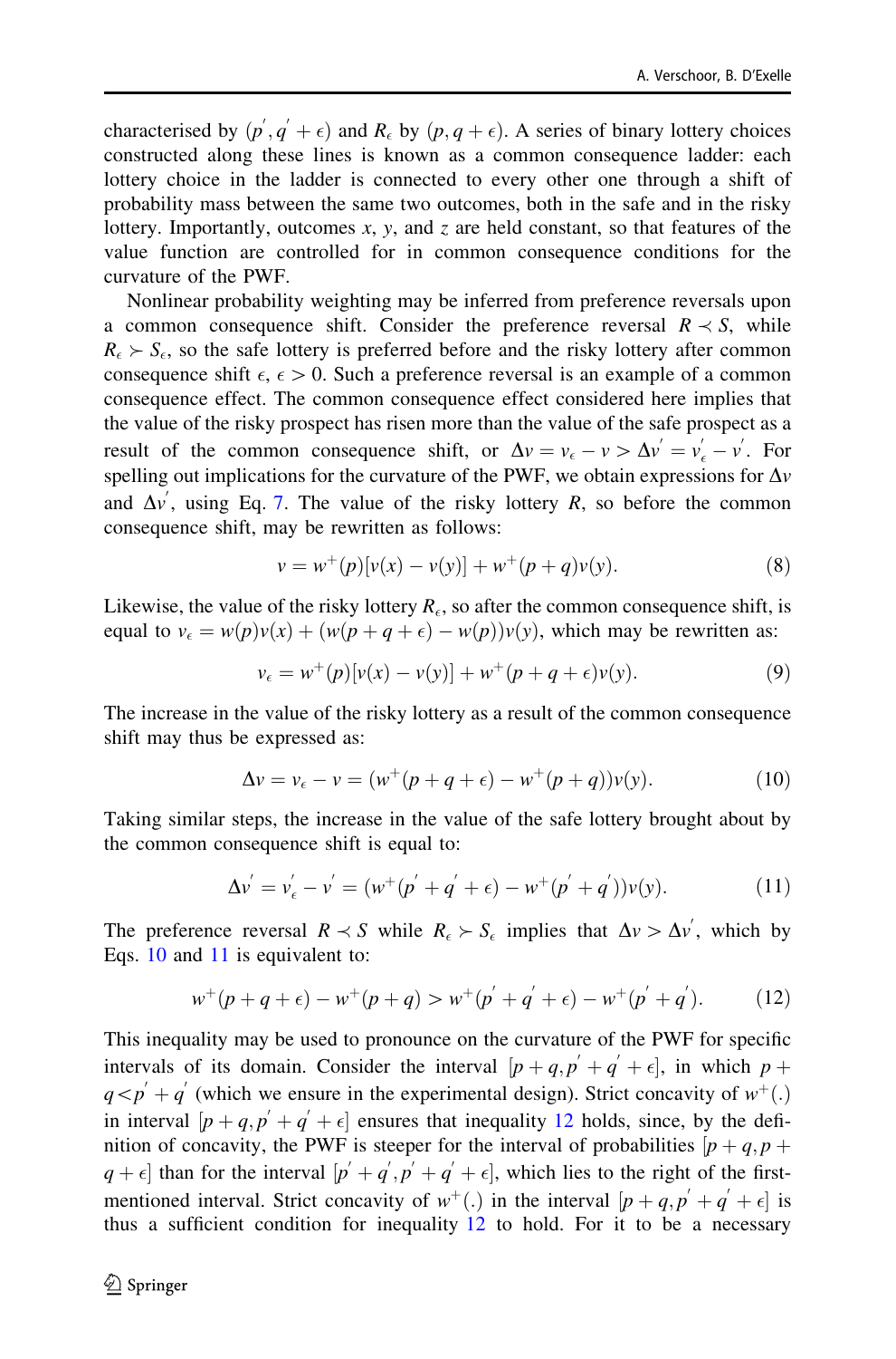characterised by $(p', q' + \epsilon)$ and $R_\epsilon$ by $(p, q + \epsilon)$. A series of binary lottery choices constructed along these lines is known as a common consequence ladder: each lottery choice in the ladder is connected to every other one through a shift of probability mass between the same two outcomes, both in the safe and in the risky lottery. Importantly, outcomes $x$, $y$, and $z$ are held constant, so that features of the value function are controlled for in common consequence conditions for the curvature of the PWF.

Nonlinear probability weighting may be inferred from preference reversals upon a common consequence shift. Consider the preference reversal $R \prec S$, while $R_\epsilon \succ S_\epsilon$, so the safe lottery is preferred before and the risky lottery after common consequence shift $\epsilon$, $\epsilon > 0$. Such a preference reversal is an example of a common consequence effect. The common consequence effect considered here implies that the value of the risky prospect has risen more than the value of the safe prospect as a result of the common consequence shift, or $\Delta v = v_\epsilon - v > \Delta v' = v'_\epsilon - v'$. For spelling out implications for the curvature of the PWF, we obtain expressions for $\Delta v$ and $\Delta v'$, using Eq. 7. The value of the risky lottery $R$, so before the common consequence shift, may be rewritten as follows:

$$v = w^+(p)[v(x) - v(y)] + w^+(p + q)v(y). \tag{8}$$

Likewise, the value of the risky lottery $R_\epsilon$, so after the common consequence shift, is equal to $v_\epsilon = w(p)v(x) + (w(p + q + \epsilon) - w(p))v(y)$, which may be rewritten as:

$$v_\epsilon = w^+(p)[v(x) - v(y)] + w^+(p + q + \epsilon)v(y). \tag{9}$$

The increase in the value of the risky lottery as a result of the common consequence shift may thus be expressed as:

$$\Delta v = v_\epsilon - v = (w^+(p + q + \epsilon) - w^+(p + q))v(y). \tag{10}$$

Taking similar steps, the increase in the value of the safe lottery brought about by the common consequence shift is equal to:

$$\Delta v' = v'_\epsilon - v' = (w^+(p' + q' + \epsilon) - w^+(p' + q'))v(y). \tag{11}$$

The preference reversal $R \prec S$ while $R_\epsilon \succ S_\epsilon$ implies that $\Delta v > \Delta v'$, which by Eqs. 10 and 11 is equivalent to:

$$w^+(p + q + \epsilon) - w^+(p + q) > w^+(p' + q' + \epsilon) - w^+(p' + q'). \tag{12}$$

This inequality may be used to pronounce on the curvature of the PWF for specific intervals of its domain. Consider the interval $[p + q, p' + q' + \epsilon]$, in which $p + q < p' + q'$ (which we ensure in the experimental design). Strict concavity of $w^+(.)$ in interval $[p + q, p' + q' + \epsilon]$ ensures that inequality 12 holds, since, by the definition of concavity, the PWF is steeper for the interval of probabilities $[p + q, p + q + \epsilon]$ than for the interval $[p' + q', p' + q' + \epsilon]$, which lies to the right of the first-mentioned interval. Strict concavity of $w^+(.)$ in the interval $[p + q, p' + q' + \epsilon]$ is thus a sufficient condition for inequality 12 to hold. For it to be a necessary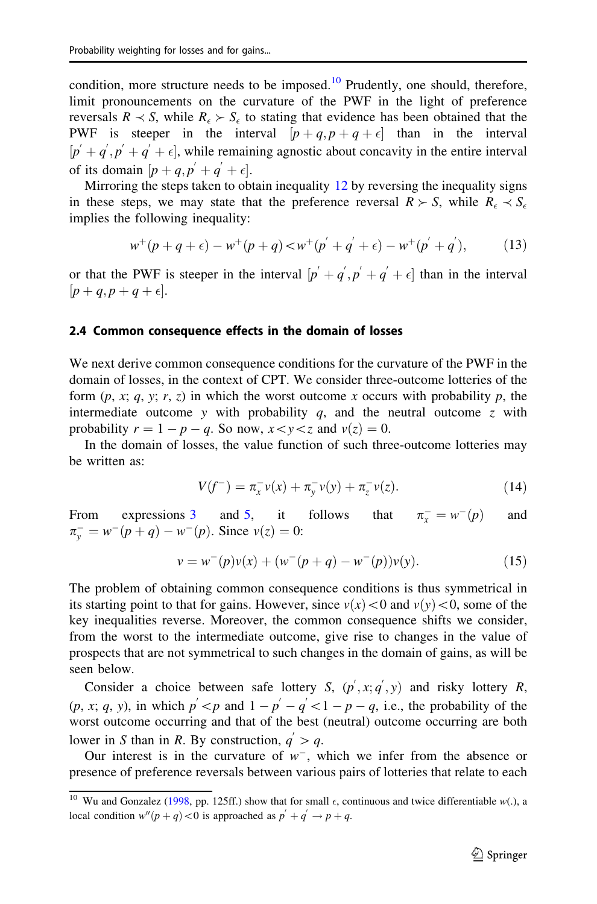condition, more structure needs to be imposed.[10] Prudently, one should, therefore, limit pronouncements on the curvature of the PWF in the light of preference reversals $R \prec S$, while $R_\epsilon \succ S_\epsilon$ to stating that evidence has been obtained that the PWF is steeper in the interval $[p+q, p+q+\epsilon]$ than in the interval $[p' + q', p' + q' + \epsilon]$, while remaining agnostic about concavity in the entire interval of its domain $[p+q, p' + q' + \epsilon]$.

Mirroring the steps taken to obtain inequality 12 by reversing the inequality signs in these steps, we may state that the preference reversal $R \succ S$, while $R_\epsilon \prec S_\epsilon$ implies the following inequality:

$$w^+(p+q+\epsilon) - w^+(p+q) < w^+(p' + q' + \epsilon) - w^+(p' + q'), \tag{13}$$

or that the PWF is steeper in the interval $[p' + q', p' + q' + \epsilon]$ than in the interval $[p+q, p+q+\epsilon]$.

### 2.4 Common consequence effects in the domain of losses

We next derive common consequence conditions for the curvature of the PWF in the domain of losses, in the context of CPT. We consider three-outcome lotteries of the form ($p$, $x$; $q$, $y$; $r$, $z$) in which the worst outcome $x$ occurs with probability $p$, the intermediate outcome $y$ with probability $q$, and the neutral outcome $z$ with probability $r = 1 - p - q$. So now, $x < y < z$ and $v(z) = 0$.

In the domain of losses, the value function of such three-outcome lotteries may be written as:

$$V(f^-) = \pi_x^- v(x) + \pi_y^- v(y) + \pi_z^- v(z). \tag{14}$$

From expressions 3 and 5, it follows that $\pi_x^- = w^-(p)$ and $\pi_y^- = w^-(p+q) - w^-(p)$. Since $v(z) = 0$:

$$v = w^-(p)v(x) + (w^-(p+q) - w^-(p))v(y). \tag{15}$$

The problem of obtaining common consequence conditions is thus symmetrical in its starting point to that for gains. However, since $v(x) < 0$ and $v(y) < 0$, some of the key inequalities reverse. Moreover, the common consequence shifts we consider, from the worst to the intermediate outcome, give rise to changes in the value of prospects that are not symmetrical to such changes in the domain of gains, as will be seen below.

Consider a choice between safe lottery $S$, $(p', x; q', y)$ and risky lottery $R$, $(p, x; q, y)$, in which $p' < p$ and $1 - p' - q' < 1 - p - q$, i.e., the probability of the worst outcome occurring and that of the best (neutral) outcome occurring are both lower in $S$ than in $R$. By construction, $q' > q$.

Our interest is in the curvature of $w^-$, which we infer from the absence or presence of preference reversals between various pairs of lotteries that relate to each

---

[10] Wu and Gonzalez (1998, pp. 125ff.) show that for small $\epsilon$, continuous and twice differentiable $w(.)$, a local condition $w''(p+q) < 0$ is approached as $p' + q' \to p + q$.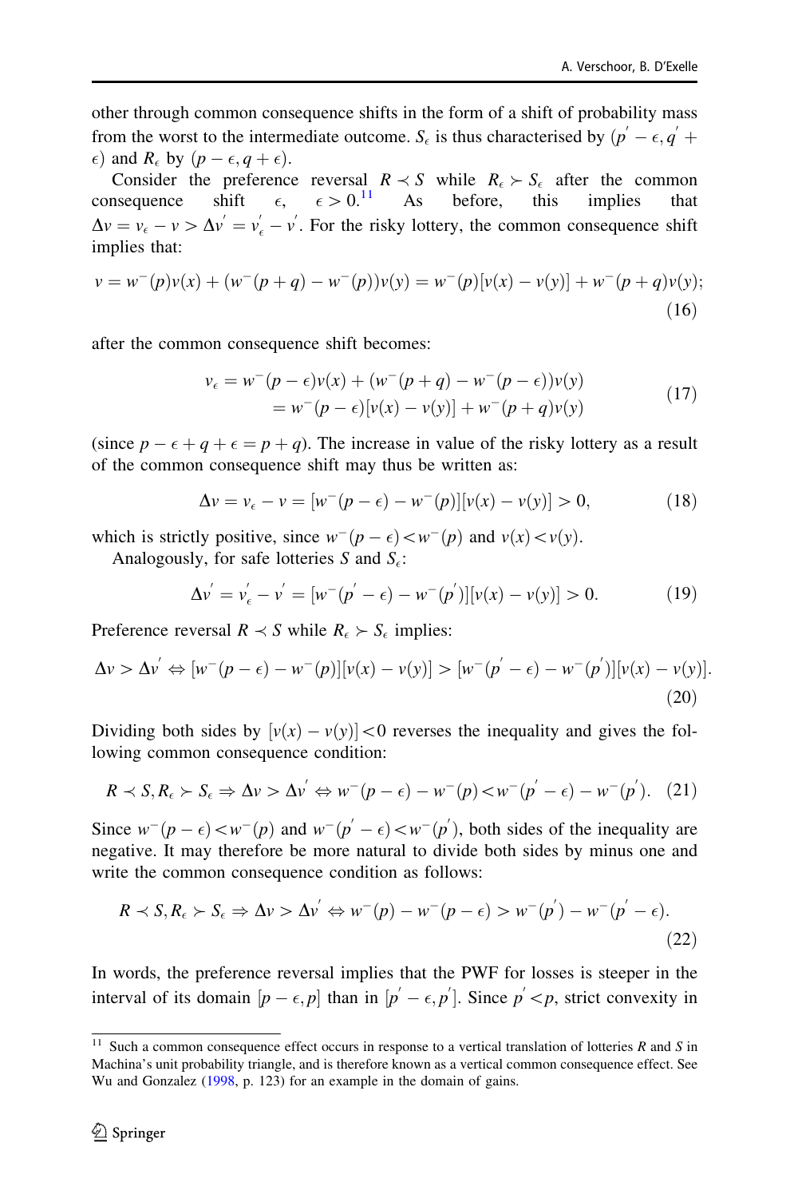other through common consequence shifts in the form of a shift of probability mass from the worst to the intermediate outcome. $S_\epsilon$ is thus characterised by $(p^{'}-\epsilon, q^{'}+\epsilon)$ and $R_\epsilon$ by $(p-\epsilon, q+\epsilon)$.

Consider the preference reversal $R \prec S$ while $R_\epsilon \succ S_\epsilon$ after the common consequence shift $\epsilon$, $\epsilon > 0$.[11] As before, this implies that $\Delta v = v_\epsilon - v > \Delta v^{'} = v^{'}_\epsilon - v^{'}$. For the risky lottery, the common consequence shift implies that:

$$v = w^{-}(p)v(x) + (w^{-}(p+q) - w^{-}(p))v(y) = w^{-}(p)[v(x) - v(y)] + w^{-}(p+q)v(y); \tag{16}$$

after the common consequence shift becomes:

$$\begin{aligned} v_\epsilon &= w^{-}(p-\epsilon)v(x) + (w^{-}(p+q) - w^{-}(p-\epsilon))v(y) \\ &= w^{-}(p-\epsilon)[v(x) - v(y)] + w^{-}(p+q)v(y) \end{aligned} \tag{17}$$

(since $p - \epsilon + q + \epsilon = p + q$). The increase in value of the risky lottery as a result of the common consequence shift may thus be written as:

$$\Delta v = v_\epsilon - v = [w^{-}(p-\epsilon) - w^{-}(p)][v(x) - v(y)] > 0, \tag{18}$$

which is strictly positive, since $w^{-}(p-\epsilon) < w^{-}(p)$ and $v(x) < v(y)$.

Analogously, for safe lotteries $S$ and $S_\epsilon$:

$$\Delta v^{'} = v^{'}_\epsilon - v^{'} = [w^{-}(p^{'}-\epsilon) - w^{-}(p^{'})][v(x) - v(y)] > 0. \tag{19}$$

Preference reversal $R \prec S$ while $R_\epsilon \succ S_\epsilon$ implies:

$$\Delta v > \Delta v^{'} \Leftrightarrow [w^{-}(p-\epsilon) - w^{-}(p)][v(x) - v(y)] > [w^{-}(p^{'}-\epsilon) - w^{-}(p^{'})][v(x) - v(y)]. \tag{20}$$

Dividing both sides by $[v(x) - v(y)] < 0$ reverses the inequality and gives the following common consequence condition:

$$R \prec S, R_\epsilon \succ S_\epsilon \Rightarrow \Delta v > \Delta v^{'} \Leftrightarrow w^{-}(p-\epsilon) - w^{-}(p) < w^{-}(p^{'}-\epsilon) - w^{-}(p^{'}). \tag{21}$$

Since $w^{-}(p-\epsilon) < w^{-}(p)$ and $w^{-}(p^{'}-\epsilon) < w^{-}(p^{'})$, both sides of the inequality are negative. It may therefore be more natural to divide both sides by minus one and write the common consequence condition as follows:

$$R \prec S, R_\epsilon \succ S_\epsilon \Rightarrow \Delta v > \Delta v^{'} \Leftrightarrow w^{-}(p) - w^{-}(p-\epsilon) > w^{-}(p^{'}) - w^{-}(p^{'}-\epsilon). \tag{22}$$

In words, the preference reversal implies that the PWF for losses is steeper in the interval of its domain $[p-\epsilon, p]$ than in $[p^{'}-\epsilon, p^{'}]$. Since $p^{'} < p$, strict convexity in

[11] Such a common consequence effect occurs in response to a vertical translation of lotteries $R$ and $S$ in Machina's unit probability triangle, and is therefore known as a vertical common consequence effect. See Wu and Gonzalez (1998, p. 123) for an example in the domain of gains.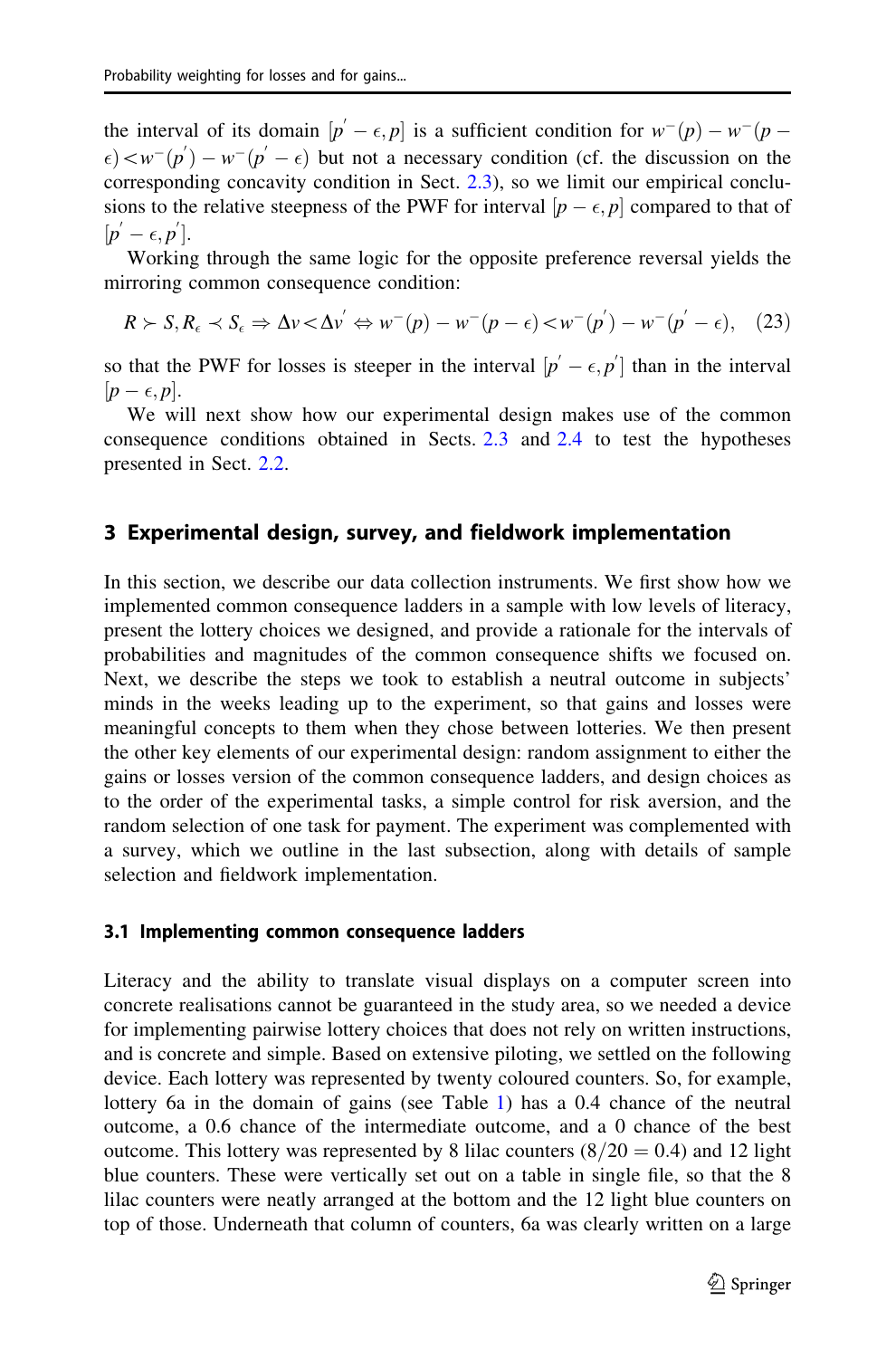the interval of its domain $[p^{'} - \epsilon, p]$ is a sufficient condition for $w^{-}(p) - w^{-}(p - \epsilon) < w^{-}(p^{'}) - w^{-}(p^{'} - \epsilon)$ but not a necessary condition (cf. the discussion on the corresponding concavity condition in Sect. 2.3), so we limit our empirical conclusions to the relative steepness of the PWF for interval $[p - \epsilon, p]$ compared to that of $[p^{'} - \epsilon, p^{'}]$.

Working through the same logic for the opposite preference reversal yields the mirroring common consequence condition:

$$R \succ S, R_{\epsilon} \prec S_{\epsilon} \Rightarrow \Delta v < \Delta v^{'} \Leftrightarrow w^{-}(p) - w^{-}(p - \epsilon) < w^{-}(p^{'}) - w^{-}(p^{'} - \epsilon), \quad (23)$$

so that the PWF for losses is steeper in the interval $[p^{'} - \epsilon, p^{'}]$ than in the interval $[p - \epsilon, p]$.

We will next show how our experimental design makes use of the common consequence conditions obtained in Sects. 2.3 and 2.4 to test the hypotheses presented in Sect. 2.2.

## 3 Experimental design, survey, and fieldwork implementation

In this section, we describe our data collection instruments. We first show how we implemented common consequence ladders in a sample with low levels of literacy, present the lottery choices we designed, and provide a rationale for the intervals of probabilities and magnitudes of the common consequence shifts we focused on. Next, we describe the steps we took to establish a neutral outcome in subjects' minds in the weeks leading up to the experiment, so that gains and losses were meaningful concepts to them when they chose between lotteries. We then present the other key elements of our experimental design: random assignment to either the gains or losses version of the common consequence ladders, and design choices as to the order of the experimental tasks, a simple control for risk aversion, and the random selection of one task for payment. The experiment was complemented with a survey, which we outline in the last subsection, along with details of sample selection and fieldwork implementation.

### 3.1 Implementing common consequence ladders

Literacy and the ability to translate visual displays on a computer screen into concrete realisations cannot be guaranteed in the study area, so we needed a device for implementing pairwise lottery choices that does not rely on written instructions, and is concrete and simple. Based on extensive piloting, we settled on the following device. Each lottery was represented by twenty coloured counters. So, for example, lottery 6a in the domain of gains (see Table 1) has a 0.4 chance of the neutral outcome, a 0.6 chance of the intermediate outcome, and a 0 chance of the best outcome. This lottery was represented by 8 lilac counters ($8/20 = 0.4$) and 12 light blue counters. These were vertically set out on a table in single file, so that the 8 lilac counters were neatly arranged at the bottom and the 12 light blue counters on top of those. Underneath that column of counters, 6a was clearly written on a large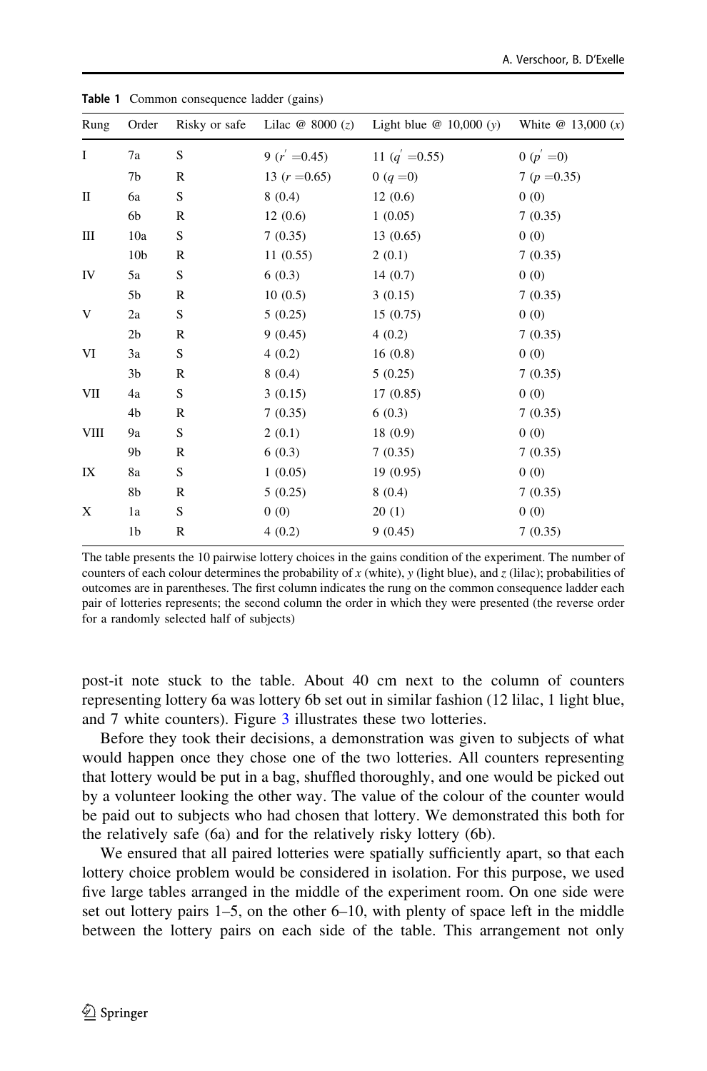**Table 1** Common consequence ladder (gains)

| Rung | Order | Risky or safe | Lilac @ 8000 ($z$) | Light blue @ 10,000 ($y$) | White @ 13,000 ($x$) |
|---|---|---|---|---|---|
| I | 7a | S | 9 ($r^{'}$ =0.45) | 11 ($q^{'}$ =0.55) | 0 ($p^{'}$ =0) |
| | 7b | R | 13 ($r$ =0.65) | 0 ($q$ =0) | 7 ($p$ =0.35) |
| II | 6a | S | 8 (0.4) | 12 (0.6) | 0 (0) |
| | 6b | R | 12 (0.6) | 1 (0.05) | 7 (0.35) |
| III | 10a | S | 7 (0.35) | 13 (0.65) | 0 (0) |
| | 10b | R | 11 (0.55) | 2 (0.1) | 7 (0.35) |
| IV | 5a | S | 6 (0.3) | 14 (0.7) | 0 (0) |
| | 5b | R | 10 (0.5) | 3 (0.15) | 7 (0.35) |
| V | 2a | S | 5 (0.25) | 15 (0.75) | 0 (0) |
| | 2b | R | 9 (0.45) | 4 (0.2) | 7 (0.35) |
| VI | 3a | S | 4 (0.2) | 16 (0.8) | 0 (0) |
| | 3b | R | 8 (0.4) | 5 (0.25) | 7 (0.35) |
| VII | 4a | S | 3 (0.15) | 17 (0.85) | 0 (0) |
| | 4b | R | 7 (0.35) | 6 (0.3) | 7 (0.35) |
| VIII | 9a | S | 2 (0.1) | 18 (0.9) | 0 (0) |
| | 9b | R | 6 (0.3) | 7 (0.35) | 7 (0.35) |
| IX | 8a | S | 1 (0.05) | 19 (0.95) | 0 (0) |
| | 8b | R | 5 (0.25) | 8 (0.4) | 7 (0.35) |
| X | 1a | S | 0 (0) | 20 (1) | 0 (0) |
| | 1b | R | 4 (0.2) | 9 (0.45) | 7 (0.35) |

The table presents the 10 pairwise lottery choices in the gains condition of the experiment. The number of counters of each colour determines the probability of $x$ (white), $y$ (light blue), and $z$ (lilac); probabilities of outcomes are in parentheses. The first column indicates the rung on the common consequence ladder each pair of lotteries represents; the second column the order in which they were presented (the reverse order for a randomly selected half of subjects)

post-it note stuck to the table. About 40 cm next to the column of counters representing lottery 6a was lottery 6b set out in similar fashion (12 lilac, 1 light blue, and 7 white counters). Figure 3 illustrates these two lotteries.

Before they took their decisions, a demonstration was given to subjects of what would happen once they chose one of the two lotteries. All counters representing that lottery would be put in a bag, shuffled thoroughly, and one would be picked out by a volunteer looking the other way. The value of the colour of the counter would be paid out to subjects who had chosen that lottery. We demonstrated this both for the relatively safe (6a) and for the relatively risky lottery (6b).

We ensured that all paired lotteries were spatially sufficiently apart, so that each lottery choice problem would be considered in isolation. For this purpose, we used five large tables arranged in the middle of the experiment room. On one side were set out lottery pairs 1–5, on the other 6–10, with plenty of space left in the middle between the lottery pairs on each side of the table. This arrangement not only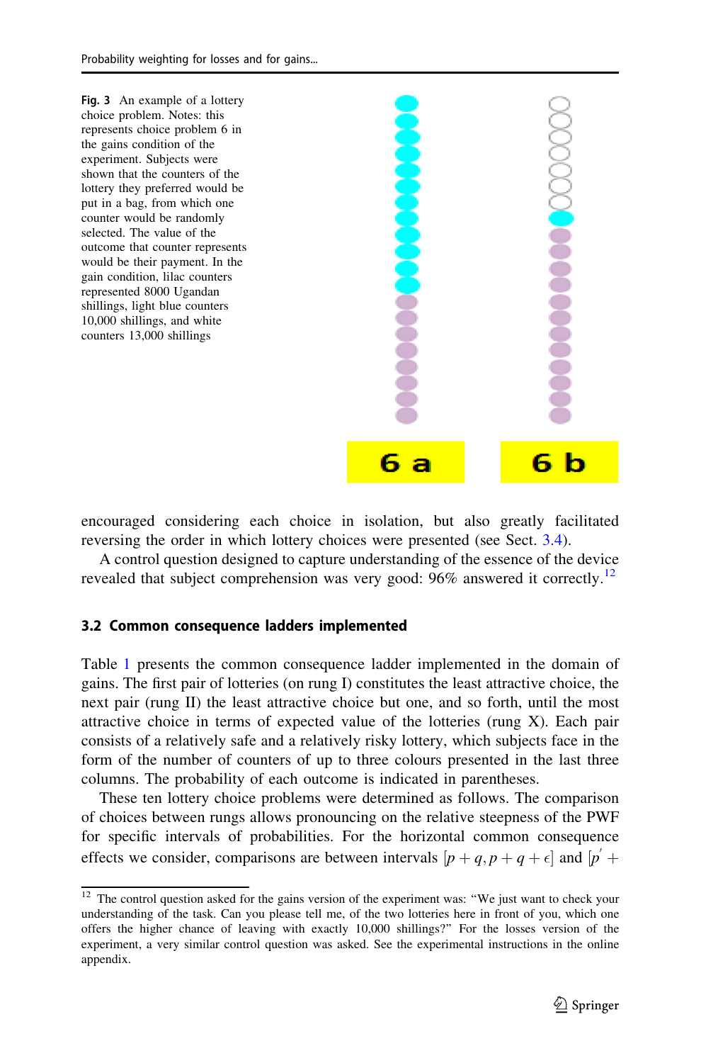**Fig. 3** An example of a lottery choice problem. Notes: this represents choice problem 6 in the gains condition of the experiment. Subjects were shown that the counters of the lottery they preferred would be put in a bag, from which one counter would be randomly selected. The value of the outcome that counter represents would be their payment. In the gain condition, lilac counters represented 8000 Ugandan shillings, light blue counters 10,000 shillings, and white counters 13,000 shillings

encouraged considering each choice in isolation, but also greatly facilitated reversing the order in which lottery choices were presented (see Sect. 3.4).

A control question designed to capture understanding of the essence of the device revealed that subject comprehension was very good: 96% answered it correctly.[12]

### 3.2 Common consequence ladders implemented

Table 1 presents the common consequence ladder implemented in the domain of gains. The first pair of lotteries (on rung I) constitutes the least attractive choice, the next pair (rung II) the least attractive choice but one, and so forth, until the most attractive choice in terms of expected value of the lotteries (rung X). Each pair consists of a relatively safe and a relatively risky lottery, which subjects face in the form of the number of counters of up to three colours presented in the last three columns. The probability of each outcome is indicated in parentheses.

These ten lottery choice problems were determined as follows. The comparison of choices between rungs allows pronouncing on the relative steepness of the PWF for specific intervals of probabilities. For the horizontal common consequence effects we consider, comparisons are between intervals $[p + q, p + q + \epsilon]$ and $[p' +$

---

[12] The control question asked for the gains version of the experiment was: "We just want to check your understanding of the task. Can you please tell me, of the two lotteries here in front of you, which one offers the higher chance of leaving with exactly 10,000 shillings?" For the losses version of the experiment, a very similar control question was asked. See the experimental instructions in the online appendix.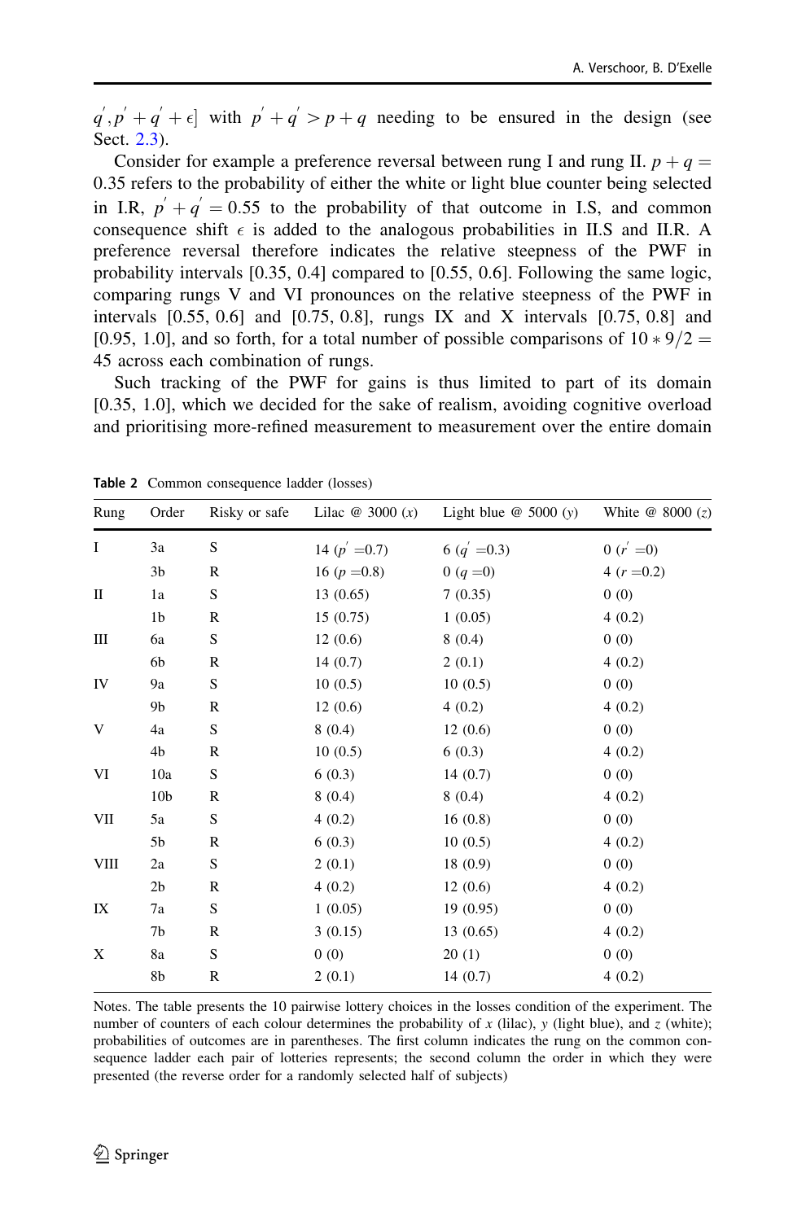$q^{'}, p^{'}+q^{'}+\epsilon]$ with $p^{'}+q^{'} > p+q$ needing to be ensured in the design (see Sect. 2.3).

Consider for example a preference reversal between rung I and rung II. $p+q=0.35$ refers to the probability of either the white or light blue counter being selected in I.R, $p^{'}+q^{'}=0.55$ to the probability of that outcome in I.S, and common consequence shift $\epsilon$ is added to the analogous probabilities in II.S and II.R. A preference reversal therefore indicates the relative steepness of the PWF in probability intervals [0.35, 0.4] compared to [0.55, 0.6]. Following the same logic, comparing rungs V and VI pronounces on the relative steepness of the PWF in intervals [0.55, 0.6] and [0.75, 0.8], rungs IX and X intervals [0.75, 0.8] and [0.95, 1.0], and so forth, for a total number of possible comparisons of $10 * 9/2 = 45$ across each combination of rungs.

Such tracking of the PWF for gains is thus limited to part of its domain [0.35, 1.0], which we decided for the sake of realism, avoiding cognitive overload and prioritising more-refined measurement to measurement over the entire domain

**Table 2** Common consequence ladder (losses)

| Rung | Order | Risky or safe | Lilac @ 3000 ($x$) | Light blue @ 5000 ($y$) | White @ 8000 ($z$) |
|---|---|---|---|---|---|
| I | 3a | S | 14 ($p^{'}=0.7$) | 6 ($q^{'}=0.3$) | 0 ($r^{'}=0$) |
| | 3b | R | 16 ($p=0.8$) | 0 ($q=0$) | 4 ($r=0.2$) |
| II | 1a | S | 13 (0.65) | 7 (0.35) | 0 (0) |
| | 1b | R | 15 (0.75) | 1 (0.05) | 4 (0.2) |
| III | 6a | S | 12 (0.6) | 8 (0.4) | 0 (0) |
| | 6b | R | 14 (0.7) | 2 (0.1) | 4 (0.2) |
| IV | 9a | S | 10 (0.5) | 10 (0.5) | 0 (0) |
| | 9b | R | 12 (0.6) | 4 (0.2) | 4 (0.2) |
| V | 4a | S | 8 (0.4) | 12 (0.6) | 0 (0) |
| | 4b | R | 10 (0.5) | 6 (0.3) | 4 (0.2) |
| VI | 10a | S | 6 (0.3) | 14 (0.7) | 0 (0) |
| | 10b | R | 8 (0.4) | 8 (0.4) | 4 (0.2) |
| VII | 5a | S | 4 (0.2) | 16 (0.8) | 0 (0) |
| | 5b | R | 6 (0.3) | 10 (0.5) | 4 (0.2) |
| VIII | 2a | S | 2 (0.1) | 18 (0.9) | 0 (0) |
| | 2b | R | 4 (0.2) | 12 (0.6) | 4 (0.2) |
| IX | 7a | S | 1 (0.05) | 19 (0.95) | 0 (0) |
| | 7b | R | 3 (0.15) | 13 (0.65) | 4 (0.2) |
| X | 8a | S | 0 (0) | 20 (1) | 0 (0) |
| | 8b | R | 2 (0.1) | 14 (0.7) | 4 (0.2) |

Notes. The table presents the 10 pairwise lottery choices in the losses condition of the experiment. The number of counters of each colour determines the probability of $x$ (lilac), $y$ (light blue), and $z$ (white); probabilities of outcomes are in parentheses. The first column indicates the rung on the common consequence ladder each pair of lotteries represents; the second column the order in which they were presented (the reverse order for a randomly selected half of subjects)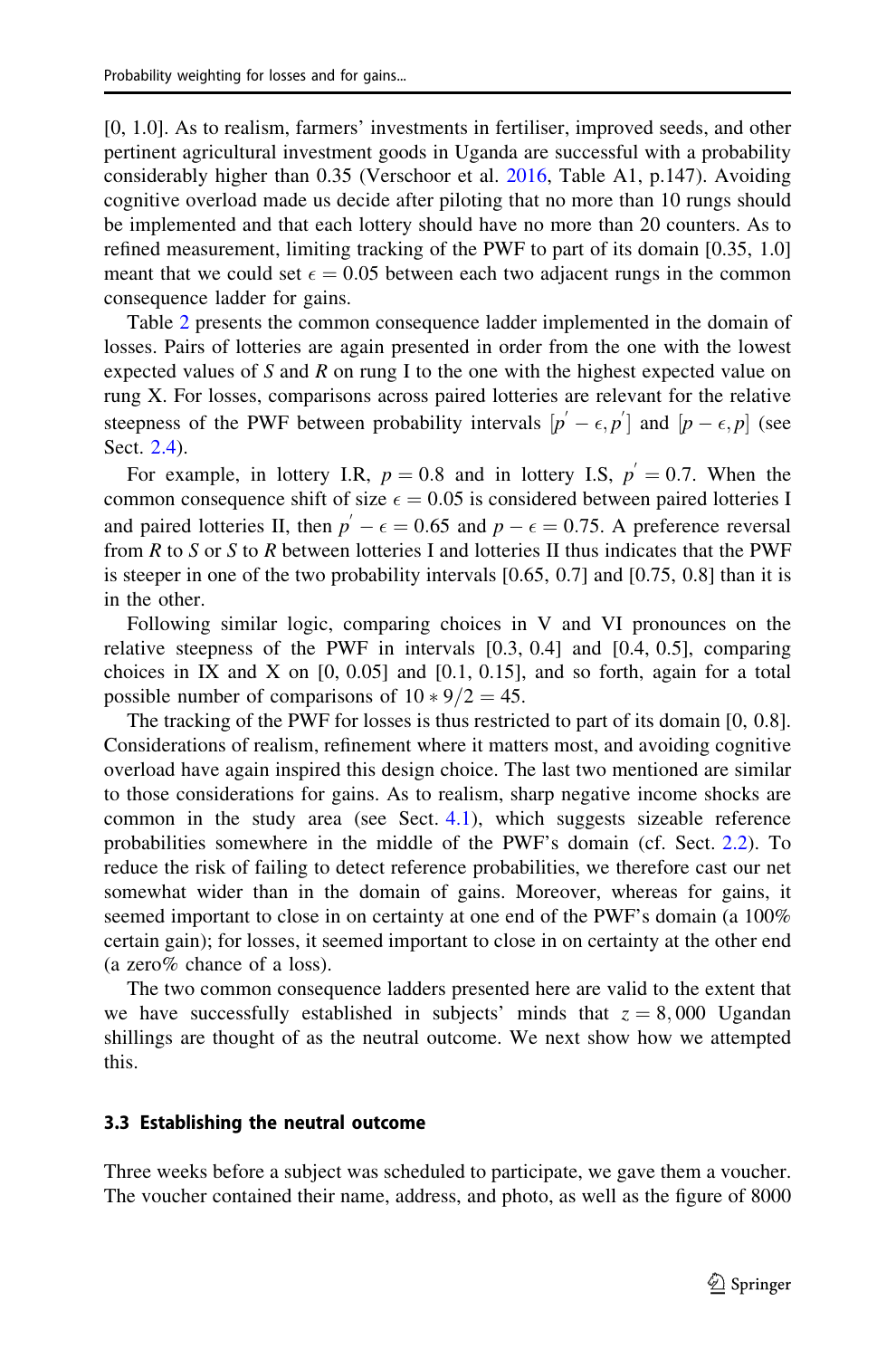[0, 1.0]. As to realism, farmers' investments in fertiliser, improved seeds, and other pertinent agricultural investment goods in Uganda are successful with a probability considerably higher than 0.35 (Verschoor et al. 2016, Table A1, p.147). Avoiding cognitive overload made us decide after piloting that no more than 10 rungs should be implemented and that each lottery should have no more than 20 counters. As to refined measurement, limiting tracking of the PWF to part of its domain [0.35, 1.0] meant that we could set $\epsilon = 0.05$ between each two adjacent rungs in the common consequence ladder for gains.

Table 2 presents the common consequence ladder implemented in the domain of losses. Pairs of lotteries are again presented in order from the one with the lowest expected values of $S$ and $R$ on rung I to the one with the highest expected value on rung X. For losses, comparisons across paired lotteries are relevant for the relative steepness of the PWF between probability intervals $[p^{'} - \epsilon, p^{'}]$ and $[p - \epsilon, p]$ (see Sect. 2.4).

For example, in lottery I.R, $p = 0.8$ and in lottery I.S, $p^{'} = 0.7$. When the common consequence shift of size $\epsilon = 0.05$ is considered between paired lotteries I and paired lotteries II, then $p^{'} - \epsilon = 0.65$ and $p - \epsilon = 0.75$. A preference reversal from $R$ to $S$ or $S$ to $R$ between lotteries I and lotteries II thus indicates that the PWF is steeper in one of the two probability intervals [0.65, 0.7] and [0.75, 0.8] than it is in the other.

Following similar logic, comparing choices in V and VI pronounces on the relative steepness of the PWF in intervals [0.3, 0.4] and [0.4, 0.5], comparing choices in IX and X on [0, 0.05] and [0.1, 0.15], and so forth, again for a total possible number of comparisons of $10 * 9/2 = 45$.

The tracking of the PWF for losses is thus restricted to part of its domain [0, 0.8]. Considerations of realism, refinement where it matters most, and avoiding cognitive overload have again inspired this design choice. The last two mentioned are similar to those considerations for gains. As to realism, sharp negative income shocks are common in the study area (see Sect. 4.1), which suggests sizeable reference probabilities somewhere in the middle of the PWF's domain (cf. Sect. 2.2). To reduce the risk of failing to detect reference probabilities, we therefore cast our net somewhat wider than in the domain of gains. Moreover, whereas for gains, it seemed important to close in on certainty at one end of the PWF's domain (a 100% certain gain); for losses, it seemed important to close in on certainty at the other end (a zero% chance of a loss).

The two common consequence ladders presented here are valid to the extent that we have successfully established in subjects' minds that $z = 8{,}000$ Ugandan shillings are thought of as the neutral outcome. We next show how we attempted this.

### 3.3 Establishing the neutral outcome

Three weeks before a subject was scheduled to participate, we gave them a voucher. The voucher contained their name, address, and photo, as well as the figure of 8000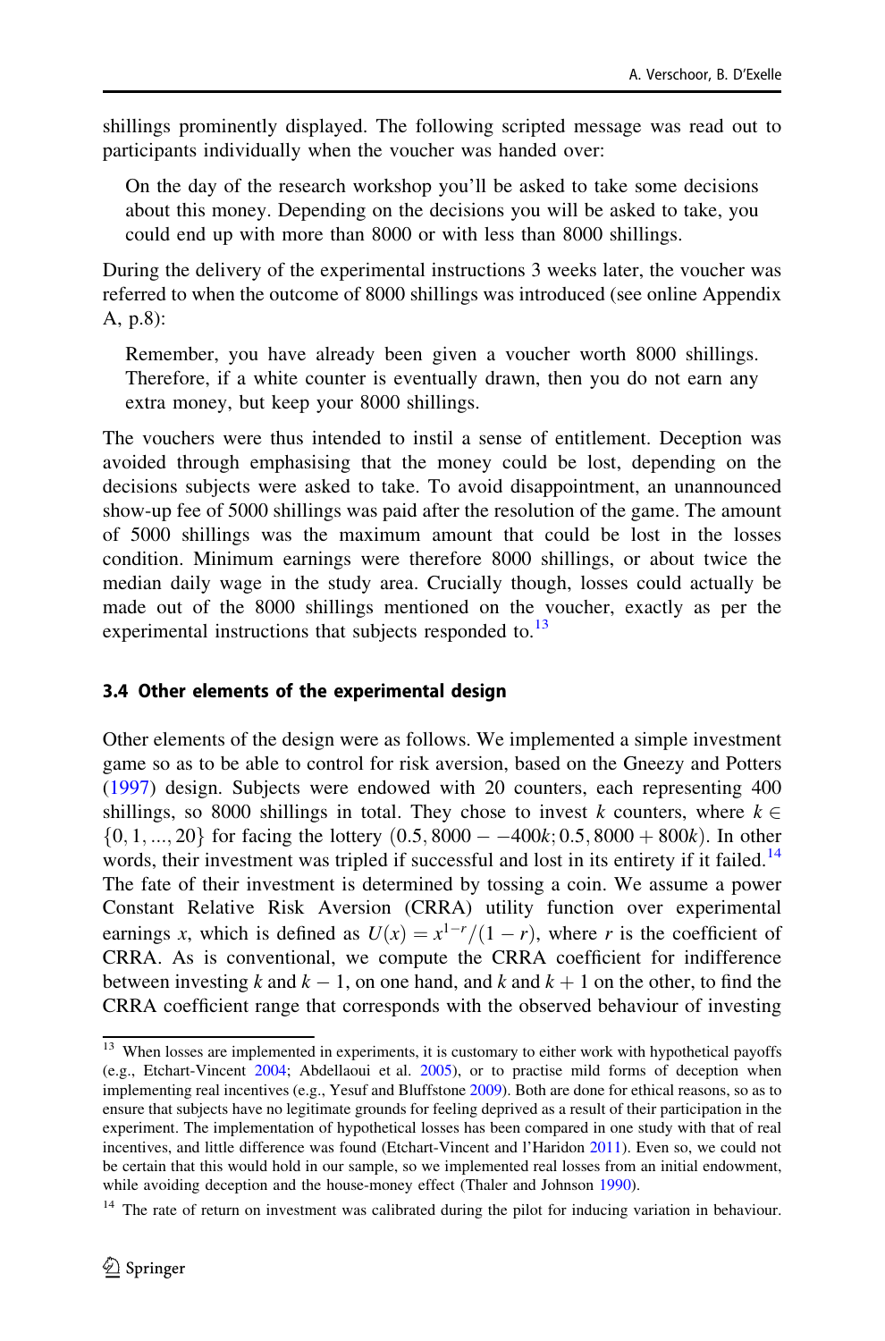shillings prominently displayed. The following scripted message was read out to participants individually when the voucher was handed over:

> On the day of the research workshop you'll be asked to take some decisions about this money. Depending on the decisions you will be asked to take, you could end up with more than 8000 or with less than 8000 shillings.

During the delivery of the experimental instructions 3 weeks later, the voucher was referred to when the outcome of 8000 shillings was introduced (see online Appendix A, p.8):

> Remember, you have already been given a voucher worth 8000 shillings. Therefore, if a white counter is eventually drawn, then you do not earn any extra money, but keep your 8000 shillings.

The vouchers were thus intended to instil a sense of entitlement. Deception was avoided through emphasising that the money could be lost, depending on the decisions subjects were asked to take. To avoid disappointment, an unannounced show-up fee of 5000 shillings was paid after the resolution of the game. The amount of 5000 shillings was the maximum amount that could be lost in the losses condition. Minimum earnings were therefore 8000 shillings, or about twice the median daily wage in the study area. Crucially though, losses could actually be made out of the 8000 shillings mentioned on the voucher, exactly as per the experimental instructions that subjects responded to.[13]

### 3.4 Other elements of the experimental design

Other elements of the design were as follows. We implemented a simple investment game so as to be able to control for risk aversion, based on the Gneezy and Potters (1997) design. Subjects were endowed with 20 counters, each representing 400 shillings, so 8000 shillings in total. They chose to invest $k$ counters, where $k \in \{0, 1, ..., 20\}$ for facing the lottery $(0.5, 8000 - -400k; 0.5, 8000 + 800k)$. In other words, their investment was tripled if successful and lost in its entirety if it failed.[14] The fate of their investment is determined by tossing a coin. We assume a power Constant Relative Risk Aversion (CRRA) utility function over experimental earnings $x$, which is defined as $U(x) = x^{1-r}/(1-r)$, where $r$ is the coefficient of CRRA. As is conventional, we compute the CRRA coefficient for indifference between investing $k$ and $k-1$, on one hand, and $k$ and $k+1$ on the other, to find the CRRA coefficient range that corresponds with the observed behaviour of investing

[13] When losses are implemented in experiments, it is customary to either work with hypothetical payoffs (e.g., Etchart-Vincent 2004; Abdellaoui et al. 2005), or to practise mild forms of deception when implementing real incentives (e.g., Yesuf and Bluffstone 2009). Both are done for ethical reasons, so as to ensure that subjects have no legitimate grounds for feeling deprived as a result of their participation in the experiment. The implementation of hypothetical losses has been compared in one study with that of real incentives, and little difference was found (Etchart-Vincent and l'Haridon 2011). Even so, we could not be certain that this would hold in our sample, so we implemented real losses from an initial endowment, while avoiding deception and the house-money effect (Thaler and Johnson 1990).

[14] The rate of return on investment was calibrated during the pilot for inducing variation in behaviour.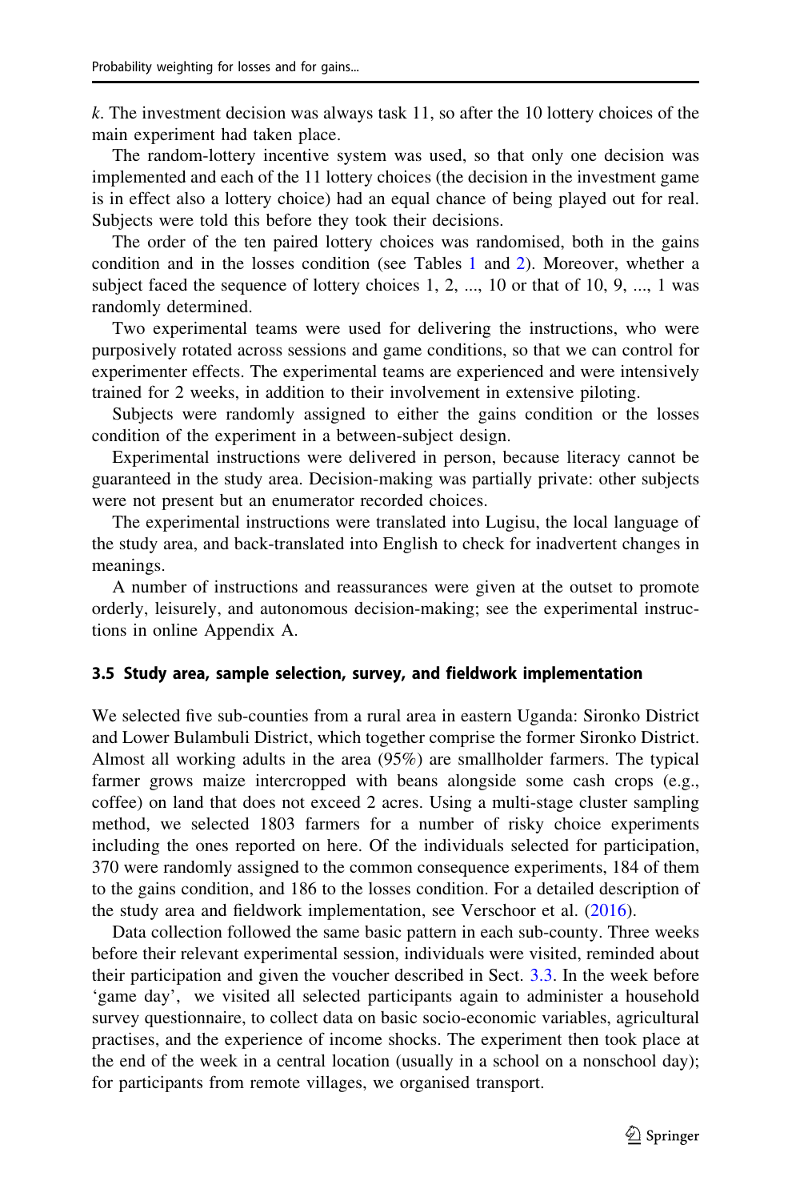*k*. The investment decision was always task 11, so after the 10 lottery choices of the main experiment had taken place.

The random-lottery incentive system was used, so that only one decision was implemented and each of the 11 lottery choices (the decision in the investment game is in effect also a lottery choice) had an equal chance of being played out for real. Subjects were told this before they took their decisions.

The order of the ten paired lottery choices was randomised, both in the gains condition and in the losses condition (see Tables 1 and 2). Moreover, whether a subject faced the sequence of lottery choices 1, 2, ..., 10 or that of 10, 9, ..., 1 was randomly determined.

Two experimental teams were used for delivering the instructions, who were purposively rotated across sessions and game conditions, so that we can control for experimenter effects. The experimental teams are experienced and were intensively trained for 2 weeks, in addition to their involvement in extensive piloting.

Subjects were randomly assigned to either the gains condition or the losses condition of the experiment in a between-subject design.

Experimental instructions were delivered in person, because literacy cannot be guaranteed in the study area. Decision-making was partially private: other subjects were not present but an enumerator recorded choices.

The experimental instructions were translated into Lugisu, the local language of the study area, and back-translated into English to check for inadvertent changes in meanings.

A number of instructions and reassurances were given at the outset to promote orderly, leisurely, and autonomous decision-making; see the experimental instructions in online Appendix A.

### 3.5 Study area, sample selection, survey, and fieldwork implementation

We selected five sub-counties from a rural area in eastern Uganda: Sironko District and Lower Bulambuli District, which together comprise the former Sironko District. Almost all working adults in the area (95%) are smallholder farmers. The typical farmer grows maize intercropped with beans alongside some cash crops (e.g., coffee) on land that does not exceed 2 acres. Using a multi-stage cluster sampling method, we selected 1803 farmers for a number of risky choice experiments including the ones reported on here. Of the individuals selected for participation, 370 were randomly assigned to the common consequence experiments, 184 of them to the gains condition, and 186 to the losses condition. For a detailed description of the study area and fieldwork implementation, see Verschoor et al. (2016).

Data collection followed the same basic pattern in each sub-county. Three weeks before their relevant experimental session, individuals were visited, reminded about their participation and given the voucher described in Sect. 3.3. In the week before 'game day', we visited all selected participants again to administer a household survey questionnaire, to collect data on basic socio-economic variables, agricultural practises, and the experience of income shocks. The experiment then took place at the end of the week in a central location (usually in a school on a nonschool day); for participants from remote villages, we organised transport.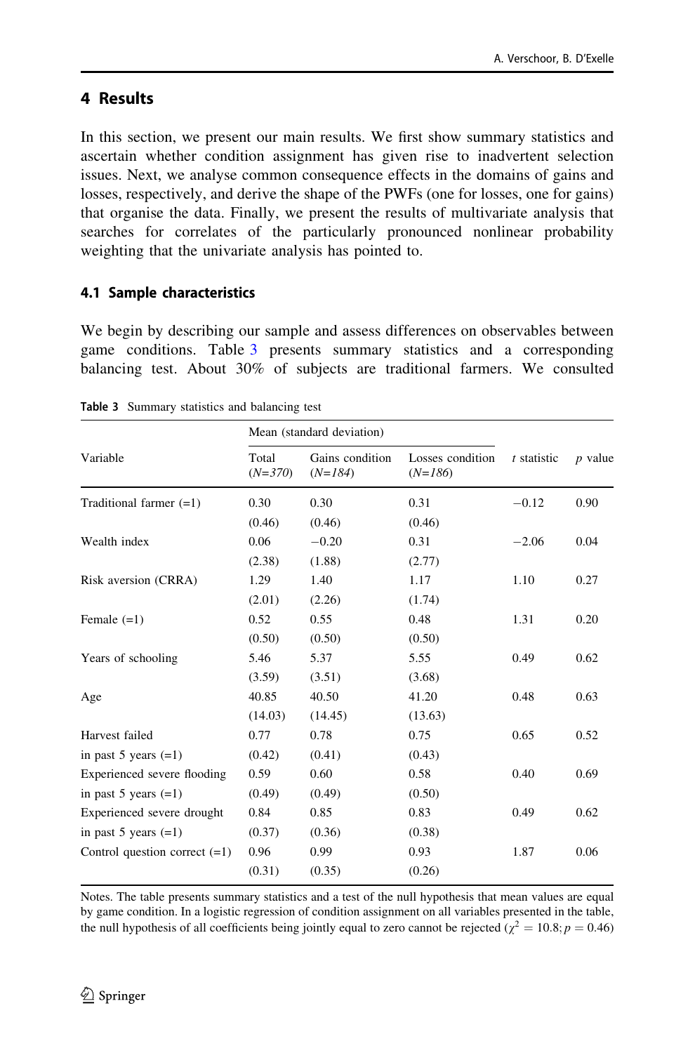## 4 Results

In this section, we present our main results. We first show summary statistics and ascertain whether condition assignment has given rise to inadvertent selection issues. Next, we analyse common consequence effects in the domains of gains and losses, respectively, and derive the shape of the PWFs (one for losses, one for gains) that organise the data. Finally, we present the results of multivariate analysis that searches for correlates of the particularly pronounced nonlinear probability weighting that the univariate analysis has pointed to.

### 4.1 Sample characteristics

We begin by describing our sample and assess differences on observables between game conditions. Table 3 presents summary statistics and a corresponding balancing test. About 30% of subjects are traditional farmers. We consulted

**Table 3** Summary statistics and balancing test

| Variable | Mean (standard deviation) | | | *t* statistic | *p* value |
|---|---|---|---|---|---|
| | Total (*N=370*) | Gains condition (*N=184*) | Losses condition (*N=186*) | | |
| Traditional farmer (=1) | 0.30 | 0.30 | 0.31 | −0.12 | 0.90 |
| | (0.46) | (0.46) | (0.46) | | |
| Wealth index | 0.06 | −0.20 | 0.31 | −2.06 | 0.04 |
| | (2.38) | (1.88) | (2.77) | | |
| Risk aversion (CRRA) | 1.29 | 1.40 | 1.17 | 1.10 | 0.27 |
| | (2.01) | (2.26) | (1.74) | | |
| Female (=1) | 0.52 | 0.55 | 0.48 | 1.31 | 0.20 |
| | (0.50) | (0.50) | (0.50) | | |
| Years of schooling | 5.46 | 5.37 | 5.55 | 0.49 | 0.62 |
| | (3.59) | (3.51) | (3.68) | | |
| Age | 40.85 | 40.50 | 41.20 | 0.48 | 0.63 |
| | (14.03) | (14.45) | (13.63) | | |
| Harvest failed in past 5 years (=1) | 0.77 | 0.78 | 0.75 | 0.65 | 0.52 |
| | (0.42) | (0.41) | (0.43) | | |
| Experienced severe flooding in past 5 years (=1) | 0.59 | 0.60 | 0.58 | 0.40 | 0.69 |
| | (0.49) | (0.49) | (0.50) | | |
| Experienced severe drought in past 5 years (=1) | 0.84 | 0.85 | 0.83 | 0.49 | 0.62 |
| | (0.37) | (0.36) | (0.38) | | |
| Control question correct (=1) | 0.96 | 0.99 | 0.93 | 1.87 | 0.06 |
| | (0.31) | (0.35) | (0.26) | | |

Notes. The table presents summary statistics and a test of the null hypothesis that mean values are equal by game condition. In a logistic regression of condition assignment on all variables presented in the table, the null hypothesis of all coefficients being jointly equal to zero cannot be rejected ($\chi^2 = 10.8; p = 0.46$)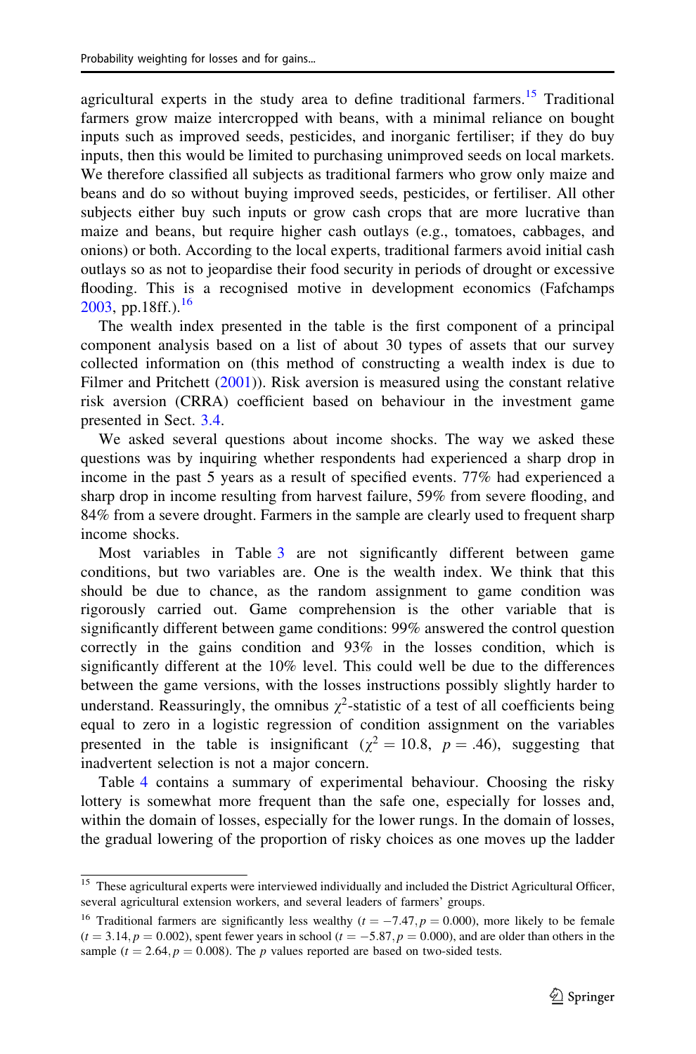agricultural experts in the study area to define traditional farmers.[15] Traditional farmers grow maize intercropped with beans, with a minimal reliance on bought inputs such as improved seeds, pesticides, and inorganic fertiliser; if they do buy inputs, then this would be limited to purchasing unimproved seeds on local markets. We therefore classified all subjects as traditional farmers who grow only maize and beans and do so without buying improved seeds, pesticides, or fertiliser. All other subjects either buy such inputs or grow cash crops that are more lucrative than maize and beans, but require higher cash outlays (e.g., tomatoes, cabbages, and onions) or both. According to the local experts, traditional farmers avoid initial cash outlays so as not to jeopardise their food security in periods of drought or excessive flooding. This is a recognised motive in development economics (Fafchamps 2003, pp.18ff.).[16]

The wealth index presented in the table is the first component of a principal component analysis based on a list of about 30 types of assets that our survey collected information on (this method of constructing a wealth index is due to Filmer and Pritchett (2001)). Risk aversion is measured using the constant relative risk aversion (CRRA) coefficient based on behaviour in the investment game presented in Sect. 3.4.

We asked several questions about income shocks. The way we asked these questions was by inquiring whether respondents had experienced a sharp drop in income in the past 5 years as a result of specified events. 77% had experienced a sharp drop in income resulting from harvest failure, 59% from severe flooding, and 84% from a severe drought. Farmers in the sample are clearly used to frequent sharp income shocks.

Most variables in Table 3 are not significantly different between game conditions, but two variables are. One is the wealth index. We think that this should be due to chance, as the random assignment to game condition was rigorously carried out. Game comprehension is the other variable that is significantly different between game conditions: 99% answered the control question correctly in the gains condition and 93% in the losses condition, which is significantly different at the 10% level. This could well be due to the differences between the game versions, with the losses instructions possibly slightly harder to understand. Reassuringly, the omnibus $\chi^2$-statistic of a test of all coefficients being equal to zero in a logistic regression of condition assignment on the variables presented in the table is insignificant ($\chi^2 = 10.8,\ p = .46$), suggesting that inadvertent selection is not a major concern.

Table 4 contains a summary of experimental behaviour. Choosing the risky lottery is somewhat more frequent than the safe one, especially for losses and, within the domain of losses, especially for the lower rungs. In the domain of losses, the gradual lowering of the proportion of risky choices as one moves up the ladder

---

[15] These agricultural experts were interviewed individually and included the District Agricultural Officer, several agricultural extension workers, and several leaders of farmers' groups.

[16] Traditional farmers are significantly less wealthy ($t = -7.47, p = 0.000$), more likely to be female ($t = 3.14, p = 0.002$), spent fewer years in school ($t = -5.87, p = 0.000$), and are older than others in the sample ($t = 2.64, p = 0.008$). The $p$ values reported are based on two-sided tests.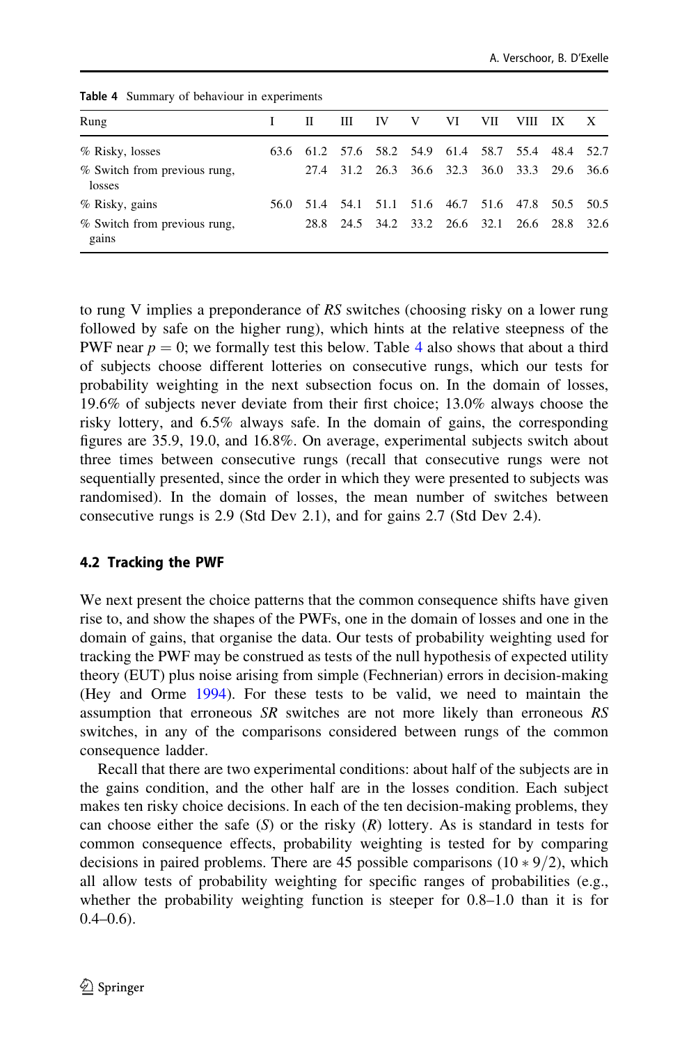Table 4 Summary of behaviour in experiments

| Rung | I | II | III | IV | V | VI | VII | VIII | IX | X |
|---|---|---|---|---|---|---|---|---|---|---|
| % Risky, losses | 63.6 | 61.2 | 57.6 | 58.2 | 54.9 | 61.4 | 58.7 | 55.4 | 48.4 | 52.7 |
| % Switch from previous rung, losses | | 27.4 | 31.2 | 26.3 | 36.6 | 32.3 | 36.0 | 33.3 | 29.6 | 36.6 |
| % Risky, gains | 56.0 | 51.4 | 54.1 | 51.1 | 51.6 | 46.7 | 51.6 | 47.8 | 50.5 | 50.5 |
| % Switch from previous rung, gains | | 28.8 | 24.5 | 34.2 | 33.2 | 26.6 | 32.1 | 26.6 | 28.8 | 32.6 |

to rung V implies a preponderance of *RS* switches (choosing risky on a lower rung followed by safe on the higher rung), which hints at the relative steepness of the PWF near $p = 0$; we formally test this below. Table 4 also shows that about a third of subjects choose different lotteries on consecutive rungs, which our tests for probability weighting in the next subsection focus on. In the domain of losses, 19.6% of subjects never deviate from their first choice; 13.0% always choose the risky lottery, and 6.5% always safe. In the domain of gains, the corresponding figures are 35.9, 19.0, and 16.8%. On average, experimental subjects switch about three times between consecutive rungs (recall that consecutive rungs were not sequentially presented, since the order in which they were presented to subjects was randomised). In the domain of losses, the mean number of switches between consecutive rungs is 2.9 (Std Dev 2.1), and for gains 2.7 (Std Dev 2.4).

## 4.2 Tracking the PWF

We next present the choice patterns that the common consequence shifts have given rise to, and show the shapes of the PWFs, one in the domain of losses and one in the domain of gains, that organise the data. Our tests of probability weighting used for tracking the PWF may be construed as tests of the null hypothesis of expected utility theory (EUT) plus noise arising from simple (Fechnerian) errors in decision-making (Hey and Orme 1994). For these tests to be valid, we need to maintain the assumption that erroneous *SR* switches are not more likely than erroneous *RS* switches, in any of the comparisons considered between rungs of the common consequence ladder.

Recall that there are two experimental conditions: about half of the subjects are in the gains condition, and the other half are in the losses condition. Each subject makes ten risky choice decisions. In each of the ten decision-making problems, they can choose either the safe (*S*) or the risky (*R*) lottery. As is standard in tests for common consequence effects, probability weighting is tested for by comparing decisions in paired problems. There are 45 possible comparisons ($10 * 9/2$), which all allow tests of probability weighting for specific ranges of probabilities (e.g., whether the probability weighting function is steeper for 0.8–1.0 than it is for 0.4–0.6).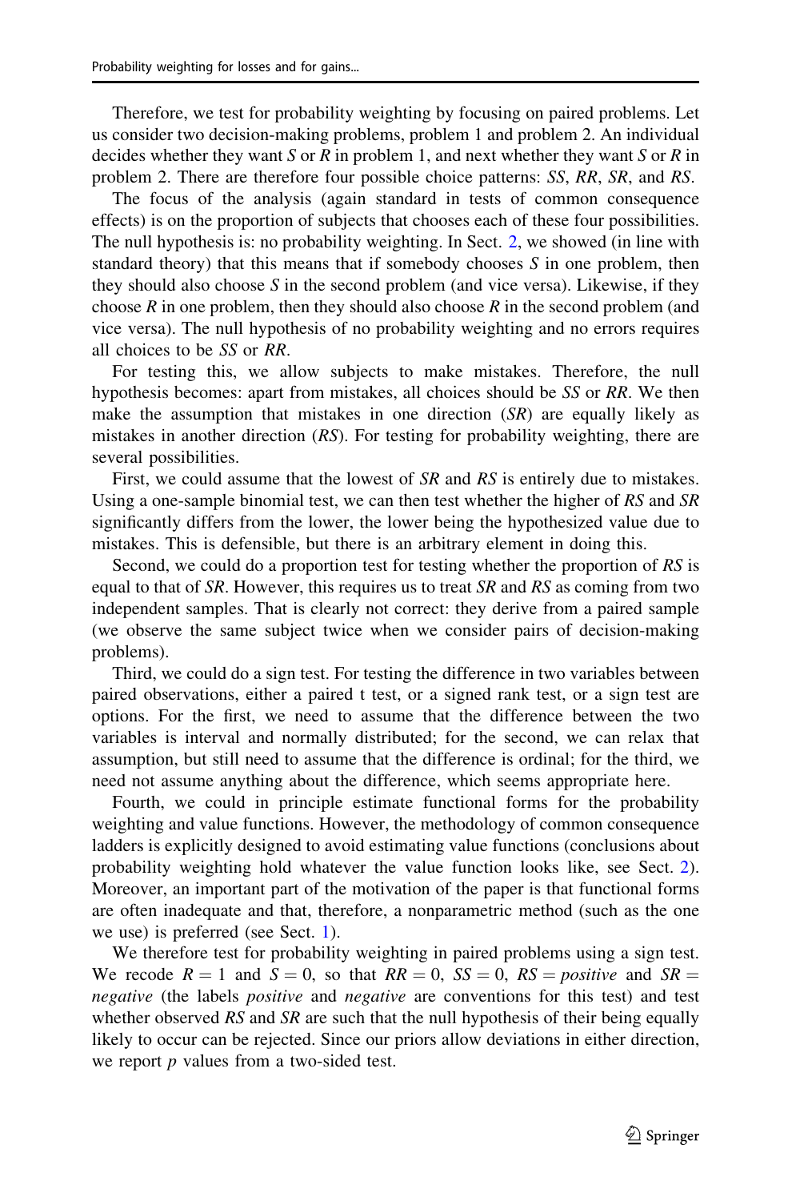Therefore, we test for probability weighting by focusing on paired problems. Let us consider two decision-making problems, problem 1 and problem 2. An individual decides whether they want *S* or *R* in problem 1, and next whether they want *S* or *R* in problem 2. There are therefore four possible choice patterns: *SS*, *RR*, *SR*, and *RS*.

The focus of the analysis (again standard in tests of common consequence effects) is on the proportion of subjects that chooses each of these four possibilities. The null hypothesis is: no probability weighting. In Sect. 2, we showed (in line with standard theory) that this means that if somebody chooses *S* in one problem, then they should also choose *S* in the second problem (and vice versa). Likewise, if they choose *R* in one problem, then they should also choose *R* in the second problem (and vice versa). The null hypothesis of no probability weighting and no errors requires all choices to be *SS* or *RR*.

For testing this, we allow subjects to make mistakes. Therefore, the null hypothesis becomes: apart from mistakes, all choices should be *SS* or *RR*. We then make the assumption that mistakes in one direction (*SR*) are equally likely as mistakes in another direction (*RS*). For testing for probability weighting, there are several possibilities.

First, we could assume that the lowest of *SR* and *RS* is entirely due to mistakes. Using a one-sample binomial test, we can then test whether the higher of *RS* and *SR* significantly differs from the lower, the lower being the hypothesized value due to mistakes. This is defensible, but there is an arbitrary element in doing this.

Second, we could do a proportion test for testing whether the proportion of *RS* is equal to that of *SR*. However, this requires us to treat *SR* and *RS* as coming from two independent samples. That is clearly not correct: they derive from a paired sample (we observe the same subject twice when we consider pairs of decision-making problems).

Third, we could do a sign test. For testing the difference in two variables between paired observations, either a paired t test, or a signed rank test, or a sign test are options. For the first, we need to assume that the difference between the two variables is interval and normally distributed; for the second, we can relax that assumption, but still need to assume that the difference is ordinal; for the third, we need not assume anything about the difference, which seems appropriate here.

Fourth, we could in principle estimate functional forms for the probability weighting and value functions. However, the methodology of common consequence ladders is explicitly designed to avoid estimating value functions (conclusions about probability weighting hold whatever the value function looks like, see Sect. 2). Moreover, an important part of the motivation of the paper is that functional forms are often inadequate and that, therefore, a nonparametric method (such as the one we use) is preferred (see Sect. 1).

We therefore test for probability weighting in paired problems using a sign test. We recode $R = 1$ and $S = 0$, so that $RR = 0$, $SS = 0$, $RS = \textit{positive}$ and $SR = \textit{negative}$ (the labels *positive* and *negative* are conventions for this test) and test whether observed *RS* and *SR* are such that the null hypothesis of their being equally likely to occur can be rejected. Since our priors allow deviations in either direction, we report *p* values from a two-sided test.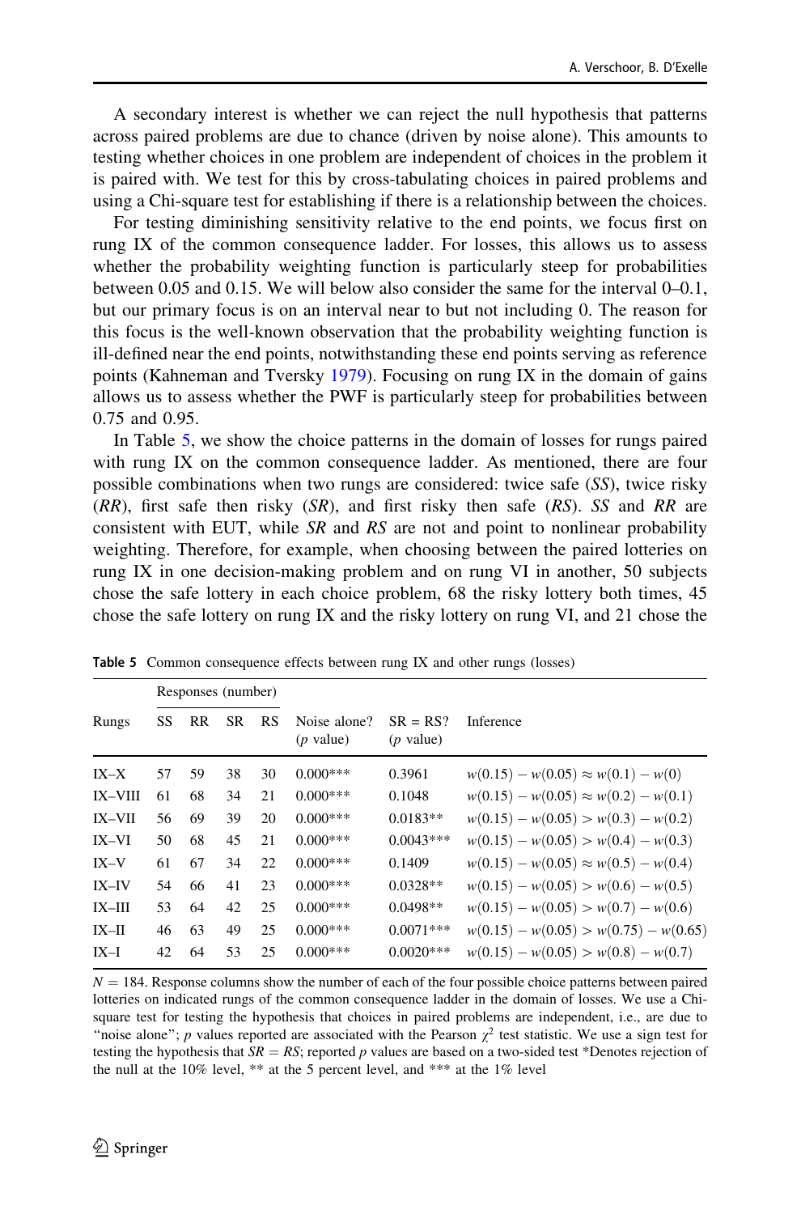A secondary interest is whether we can reject the null hypothesis that patterns across paired problems are due to chance (driven by noise alone). This amounts to testing whether choices in one problem are independent of choices in the problem it is paired with. We test for this by cross-tabulating choices in paired problems and using a Chi-square test for establishing if there is a relationship between the choices.

For testing diminishing sensitivity relative to the end points, we focus first on rung IX of the common consequence ladder. For losses, this allows us to assess whether the probability weighting function is particularly steep for probabilities between 0.05 and 0.15. We will below also consider the same for the interval 0–0.1, but our primary focus is on an interval near to but not including 0. The reason for this focus is the well-known observation that the probability weighting function is ill-defined near the end points, notwithstanding these end points serving as reference points (Kahneman and Tversky 1979). Focusing on rung IX in the domain of gains allows us to assess whether the PWF is particularly steep for probabilities between 0.75 and 0.95.

In Table 5, we show the choice patterns in the domain of losses for rungs paired with rung IX on the common consequence ladder. As mentioned, there are four possible combinations when two rungs are considered: twice safe (*SS*), twice risky (*RR*), first safe then risky (*SR*), and first risky then safe (*RS*). *SS* and *RR* are consistent with EUT, while *SR* and *RS* are not and point to nonlinear probability weighting. Therefore, for example, when choosing between the paired lotteries on rung IX in one decision-making problem and on rung VI in another, 50 subjects chose the safe lottery in each choice problem, 68 the risky lottery both times, 45 chose the safe lottery on rung IX and the risky lottery on rung VI, and 21 chose the

**Table 5** Common consequence effects between rung IX and other rungs (losses)

| Rungs | Responses (number) | | | | Noise alone? ($p$ value) | SR = RS? ($p$ value) | Inference |
|---|---|---|---|---|---|---|---|
| | SS | RR | SR | RS | | | |
| IX–X | 57 | 59 | 38 | 30 | 0.000*** | 0.3961 | $w(0.15) - w(0.05) \approx w(0.1) - w(0)$ |
| IX–VIII | 61 | 68 | 34 | 21 | 0.000*** | 0.1048 | $w(0.15) - w(0.05) \approx w(0.2) - w(0.1)$ |
| IX–VII | 56 | 69 | 39 | 20 | 0.000*** | 0.0183** | $w(0.15) - w(0.05) > w(0.3) - w(0.2)$ |
| IX–VI | 50 | 68 | 45 | 21 | 0.000*** | 0.0043*** | $w(0.15) - w(0.05) > w(0.4) - w(0.3)$ |
| IX–V | 61 | 67 | 34 | 22 | 0.000*** | 0.1409 | $w(0.15) - w(0.05) \approx w(0.5) - w(0.4)$ |
| IX–IV | 54 | 66 | 41 | 23 | 0.000*** | 0.0328** | $w(0.15) - w(0.05) > w(0.6) - w(0.5)$ |
| IX–III | 53 | 64 | 42 | 25 | 0.000*** | 0.0498** | $w(0.15) - w(0.05) > w(0.7) - w(0.6)$ |
| IX–II | 46 | 63 | 49 | 25 | 0.000*** | 0.0071*** | $w(0.15) - w(0.05) > w(0.75) - w(0.65)$ |
| IX–I | 42 | 64 | 53 | 25 | 0.000*** | 0.0020*** | $w(0.15) - w(0.05) > w(0.8) - w(0.7)$ |

$N = 184$. Response columns show the number of each of the four possible choice patterns between paired lotteries on indicated rungs of the common consequence ladder in the domain of losses. We use a Chi-square test for testing the hypothesis that choices in paired problems are independent, i.e., are due to "noise alone"; $p$ values reported are associated with the Pearson $\chi^2$ test statistic. We use a sign test for testing the hypothesis that $SR = RS$; reported $p$ values are based on a two-sided test *Denotes rejection of the null at the 10% level, ** at the 5 percent level, and *** at the 1% level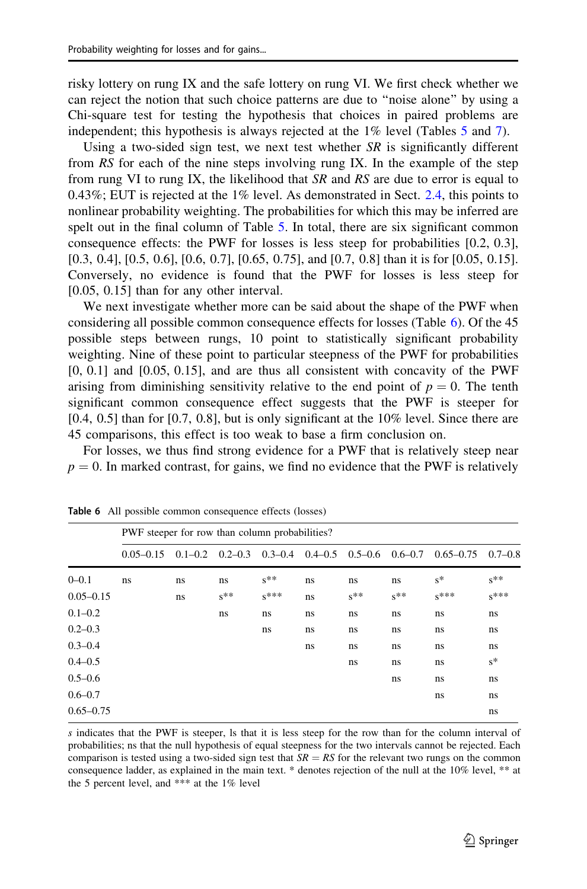risky lottery on rung IX and the safe lottery on rung VI. We first check whether we can reject the notion that such choice patterns are due to "noise alone" by using a Chi-square test for testing the hypothesis that choices in paired problems are independent; this hypothesis is always rejected at the 1% level (Tables 5 and 7).

Using a two-sided sign test, we next test whether *SR* is significantly different from *RS* for each of the nine steps involving rung IX. In the example of the step from rung VI to rung IX, the likelihood that *SR* and *RS* are due to error is equal to 0.43%; EUT is rejected at the 1% level. As demonstrated in Sect. 2.4, this points to nonlinear probability weighting. The probabilities for which this may be inferred are spelt out in the final column of Table 5. In total, there are six significant common consequence effects: the PWF for losses is less steep for probabilities [0.2, 0.3], [0.3, 0.4], [0.5, 0.6], [0.6, 0.7], [0.65, 0.75], and [0.7, 0.8] than it is for [0.05, 0.15]. Conversely, no evidence is found that the PWF for losses is less steep for [0.05, 0.15] than for any other interval.

We next investigate whether more can be said about the shape of the PWF when considering all possible common consequence effects for losses (Table 6). Of the 45 possible steps between rungs, 10 point to statistically significant probability weighting. Nine of these point to particular steepness of the PWF for probabilities [0, 0.1] and [0.05, 0.15], and are thus all consistent with concavity of the PWF arising from diminishing sensitivity relative to the end point of $p = 0$. The tenth significant common consequence effect suggests that the PWF is steeper for [0.4, 0.5] than for [0.7, 0.8], but is only significant at the 10% level. Since there are 45 comparisons, this effect is too weak to base a firm conclusion on.

For losses, we thus find strong evidence for a PWF that is relatively steep near $p = 0$. In marked contrast, for gains, we find no evidence that the PWF is relatively

**Table 6** All possible common consequence effects (losses)

| | PWF steeper for row than column probabilities? | | | | | | | | |
|---|---|---|---|---|---|---|---|---|---|
| | 0.05–0.15 | 0.1–0.2 | 0.2–0.3 | 0.3–0.4 | 0.4–0.5 | 0.5–0.6 | 0.6–0.7 | 0.65–0.75 | 0.7–0.8 |
| 0–0.1 | ns | ns | ns | s** | ns | ns | ns | s* | s** |
| 0.05–0.15 | | ns | s** | s*** | ns | s** | s** | s*** | s*** |
| 0.1–0.2 | | | ns | ns | ns | ns | ns | ns | ns |
| 0.2–0.3 | | | | ns | ns | ns | ns | ns | ns |
| 0.3–0.4 | | | | | ns | ns | ns | ns | ns |
| 0.4–0.5 | | | | | | ns | ns | ns | s* |
| 0.5–0.6 | | | | | | | ns | ns | ns |
| 0.6–0.7 | | | | | | | | ns | ns |
| 0.65–0.75 | | | | | | | | | ns |

*s* indicates that the PWF is steeper, ls that it is less steep for the row than for the column interval of probabilities; ns that the null hypothesis of equal steepness for the two intervals cannot be rejected. Each comparison is tested using a two-sided sign test that $SR = RS$ for the relevant two rungs on the common consequence ladder, as explained in the main text. * denotes rejection of the null at the 10% level, ** at the 5 percent level, and *** at the 1% level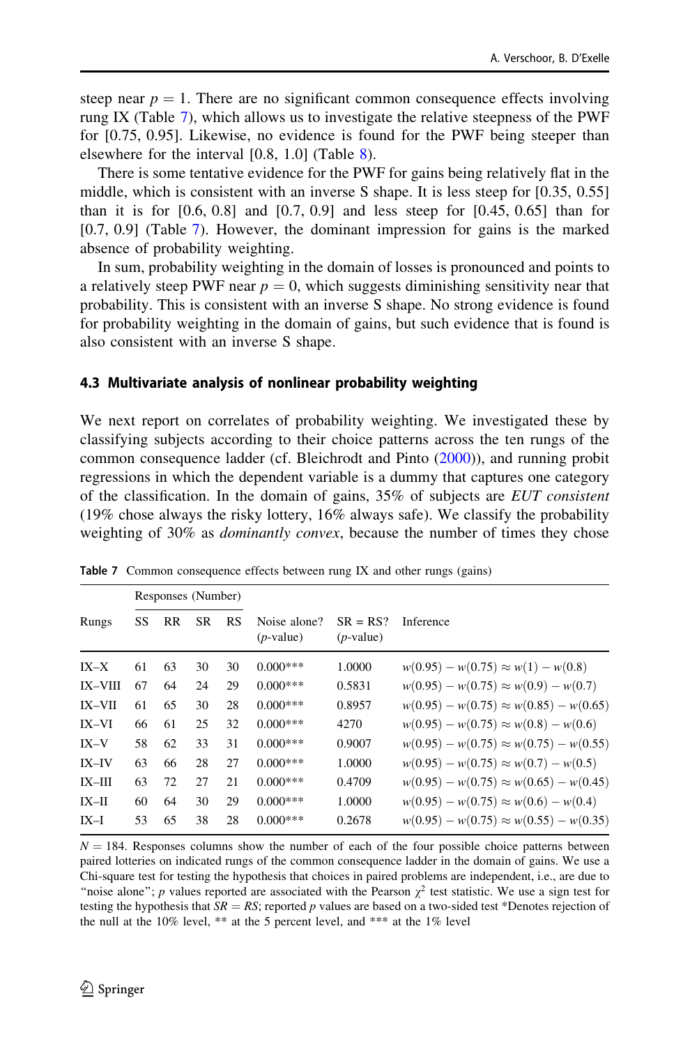steep near $p = 1$. There are no significant common consequence effects involving rung IX (Table 7), which allows us to investigate the relative steepness of the PWF for [0.75, 0.95]. Likewise, no evidence is found for the PWF being steeper than elsewhere for the interval [0.8, 1.0] (Table 8).

There is some tentative evidence for the PWF for gains being relatively flat in the middle, which is consistent with an inverse S shape. It is less steep for [0.35, 0.55] than it is for [0.6, 0.8] and [0.7, 0.9] and less steep for [0.45, 0.65] than for [0.7, 0.9] (Table 7). However, the dominant impression for gains is the marked absence of probability weighting.

In sum, probability weighting in the domain of losses is pronounced and points to a relatively steep PWF near $p = 0$, which suggests diminishing sensitivity near that probability. This is consistent with an inverse S shape. No strong evidence is found for probability weighting in the domain of gains, but such evidence that is found is also consistent with an inverse S shape.

### 4.3 Multivariate analysis of nonlinear probability weighting

We next report on correlates of probability weighting. We investigated these by classifying subjects according to their choice patterns across the ten rungs of the common consequence ladder (cf. Bleichrodt and Pinto (2000)), and running probit regressions in which the dependent variable is a dummy that captures one category of the classification. In the domain of gains, 35% of subjects are *EUT consistent* (19% chose always the risky lottery, 16% always safe). We classify the probability weighting of 30% as *dominantly convex*, because the number of times they chose

**Table 7** Common consequence effects between rung IX and other rungs (gains)

| Rungs | Responses (Number) | | | | Noise alone? ($p$-value) | SR = RS? ($p$-value) | Inference |
|---|---|---|---|---|---|---|---|
| | SS | RR | SR | RS | | | |
| IX–X | 61 | 63 | 30 | 30 | 0.000*** | 1.0000 | $w(0.95) - w(0.75) \approx w(1) - w(0.8)$ |
| IX–VIII | 67 | 64 | 24 | 29 | 0.000*** | 0.5831 | $w(0.95) - w(0.75) \approx w(0.9) - w(0.7)$ |
| IX–VII | 61 | 65 | 30 | 28 | 0.000*** | 0.8957 | $w(0.95) - w(0.75) \approx w(0.85) - w(0.65)$ |
| IX–VI | 66 | 61 | 25 | 32 | 0.000*** | 4270 | $w(0.95) - w(0.75) \approx w(0.8) - w(0.6)$ |
| IX–V | 58 | 62 | 33 | 31 | 0.000*** | 0.9007 | $w(0.95) - w(0.75) \approx w(0.75) - w(0.55)$ |
| IX–IV | 63 | 66 | 28 | 27 | 0.000*** | 1.0000 | $w(0.95) - w(0.75) \approx w(0.7) - w(0.5)$ |
| IX–III | 63 | 72 | 27 | 21 | 0.000*** | 0.4709 | $w(0.95) - w(0.75) \approx w(0.65) - w(0.45)$ |
| IX–II | 60 | 64 | 30 | 29 | 0.000*** | 1.0000 | $w(0.95) - w(0.75) \approx w(0.6) - w(0.4)$ |
| IX–I | 53 | 65 | 38 | 28 | 0.000*** | 0.2678 | $w(0.95) - w(0.75) \approx w(0.55) - w(0.35)$ |

$N = 184$. Responses columns show the number of each of the four possible choice patterns between paired lotteries on indicated rungs of the common consequence ladder in the domain of gains. We use a Chi-square test for testing the hypothesis that choices in paired problems are independent, i.e., are due to "noise alone"; $p$ values reported are associated with the Pearson $\chi^2$ test statistic. We use a sign test for testing the hypothesis that $SR = RS$; reported $p$ values are based on a two-sided test *Denotes rejection of the null at the 10% level, ** at the 5 percent level, and *** at the 1% level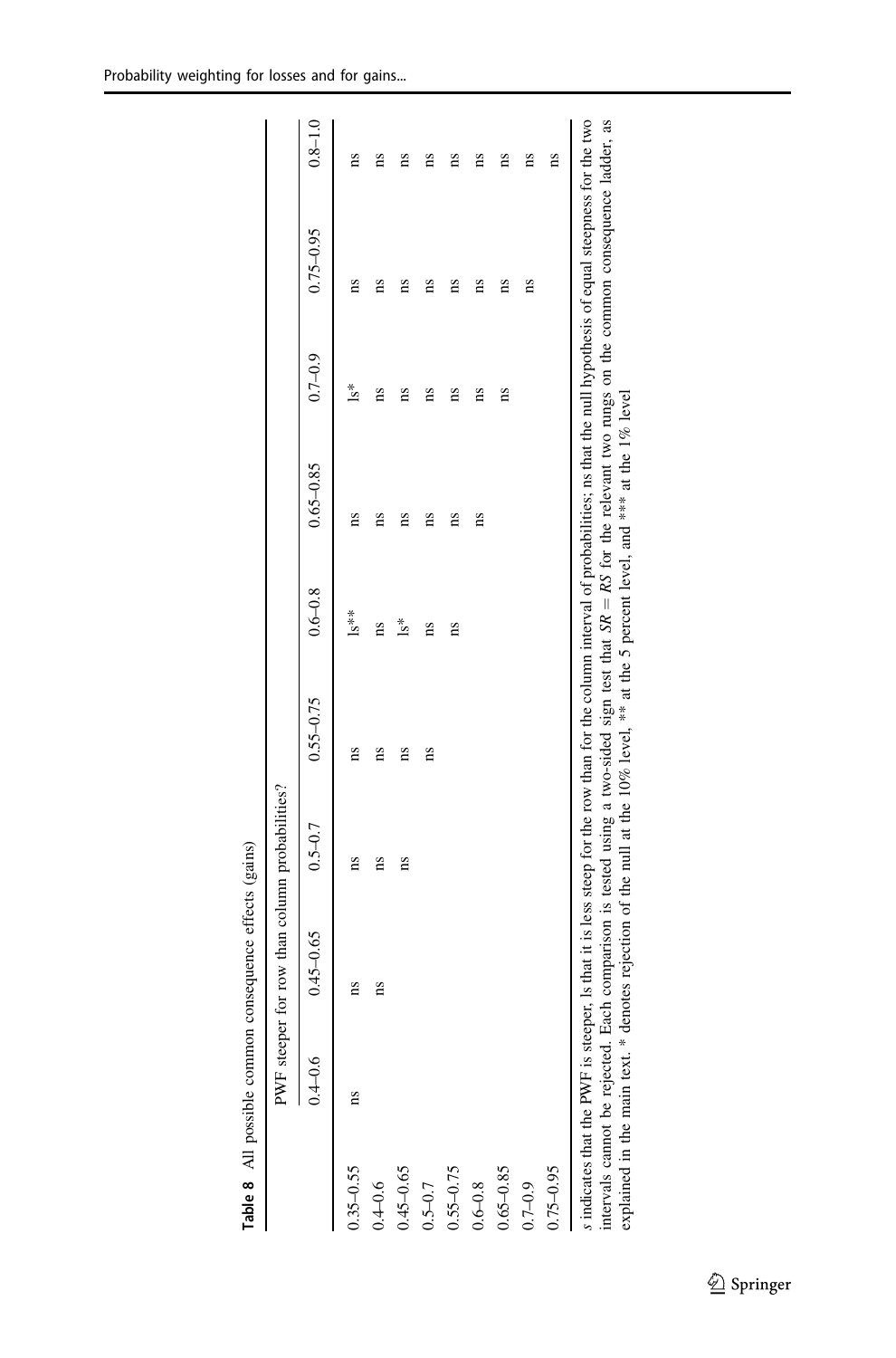**Table 8** All possible common consequence effects (gains)

| | PWF steeper for row than column probabilities? | | | | | | | | |
|---|---|---|---|---|---|---|---|---|---|
| | 0.4–0.6 | 0.45–0.65 | 0.5–0.7 | 0.55–0.75 | 0.6–0.8 | 0.65–0.85 | 0.7–0.9 | 0.75–0.95 | 0.8–1.0 |
| 0.35–0.55 | ns | ns | ns | ns | ls** | ns | ls* | ns | ns |
| 0.4–0.6 | | ns | ns | ns | ns | ns | ns | ns | ns |
| 0.45–0.65 | | | ns | ns | ls* | ns | ns | ns | ns |
| 0.5–0.7 | | | | ns | ns | ns | ns | ns | ns |
| 0.55–0.75 | | | | | ns | ns | ns | ns | ns |
| 0.6–0.8 | | | | | | ns | ns | ns | ns |
| 0.65–0.85 | | | | | | | ns | ns | ns |
| 0.7–0.9 | | | | | | | | ns | ns |
| 0.75–0.95 | | | | | | | | | ns |

*s* indicates that the PWF is steeper, ls that it is less steep for the row than for the column interval of probabilities; ns that the null hypothesis of equal steepness for the two intervals cannot be rejected. Each comparison is tested using a two-sided sign test that $SR = RS$ for the relevant two rungs on the common consequence ladder, as explained in the main text. * denotes rejection of the null at the 10% level, ** at the 5 percent level, and *** at the 1% level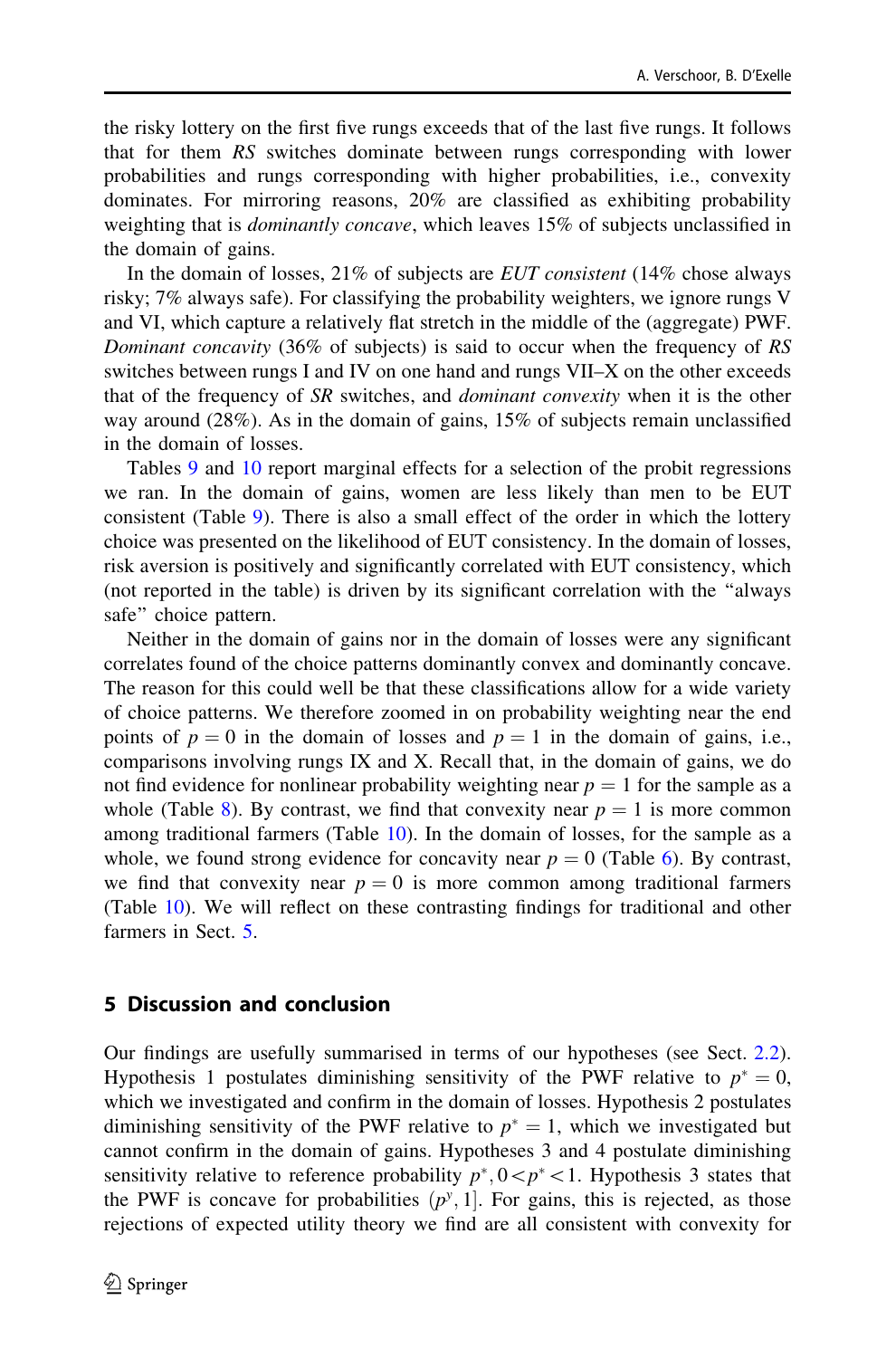the risky lottery on the first five rungs exceeds that of the last five rungs. It follows that for them *RS* switches dominate between rungs corresponding with lower probabilities and rungs corresponding with higher probabilities, i.e., convexity dominates. For mirroring reasons, 20% are classified as exhibiting probability weighting that is *dominantly concave*, which leaves 15% of subjects unclassified in the domain of gains.

In the domain of losses, 21% of subjects are *EUT consistent* (14% chose always risky; 7% always safe). For classifying the probability weighters, we ignore rungs V and VI, which capture a relatively flat stretch in the middle of the (aggregate) PWF. *Dominant concavity* (36% of subjects) is said to occur when the frequency of *RS* switches between rungs I and IV on one hand and rungs VII–X on the other exceeds that of the frequency of *SR* switches, and *dominant convexity* when it is the other way around (28%). As in the domain of gains, 15% of subjects remain unclassified in the domain of losses.

Tables 9 and 10 report marginal effects for a selection of the probit regressions we ran. In the domain of gains, women are less likely than men to be EUT consistent (Table 9). There is also a small effect of the order in which the lottery choice was presented on the likelihood of EUT consistency. In the domain of losses, risk aversion is positively and significantly correlated with EUT consistency, which (not reported in the table) is driven by its significant correlation with the "always safe" choice pattern.

Neither in the domain of gains nor in the domain of losses were any significant correlates found of the choice patterns dominantly convex and dominantly concave. The reason for this could well be that these classifications allow for a wide variety of choice patterns. We therefore zoomed in on probability weighting near the end points of $p = 0$ in the domain of losses and $p = 1$ in the domain of gains, i.e., comparisons involving rungs IX and X. Recall that, in the domain of gains, we do not find evidence for nonlinear probability weighting near $p = 1$ for the sample as a whole (Table 8). By contrast, we find that convexity near $p = 1$ is more common among traditional farmers (Table 10). In the domain of losses, for the sample as a whole, we found strong evidence for concavity near $p = 0$ (Table 6). By contrast, we find that convexity near $p = 0$ is more common among traditional farmers (Table 10). We will reflect on these contrasting findings for traditional and other farmers in Sect. 5.

## 5 Discussion and conclusion

Our findings are usefully summarised in terms of our hypotheses (see Sect. 2.2). Hypothesis 1 postulates diminishing sensitivity of the PWF relative to $p^* = 0$, which we investigated and confirm in the domain of losses. Hypothesis 2 postulates diminishing sensitivity of the PWF relative to $p^* = 1$, which we investigated but cannot confirm in the domain of gains. Hypotheses 3 and 4 postulate diminishing sensitivity relative to reference probability $p^*, 0 < p^* < 1$. Hypothesis 3 states that the PWF is concave for probabilities $(p^y, 1]$. For gains, this is rejected, as those rejections of expected utility theory we find are all consistent with convexity for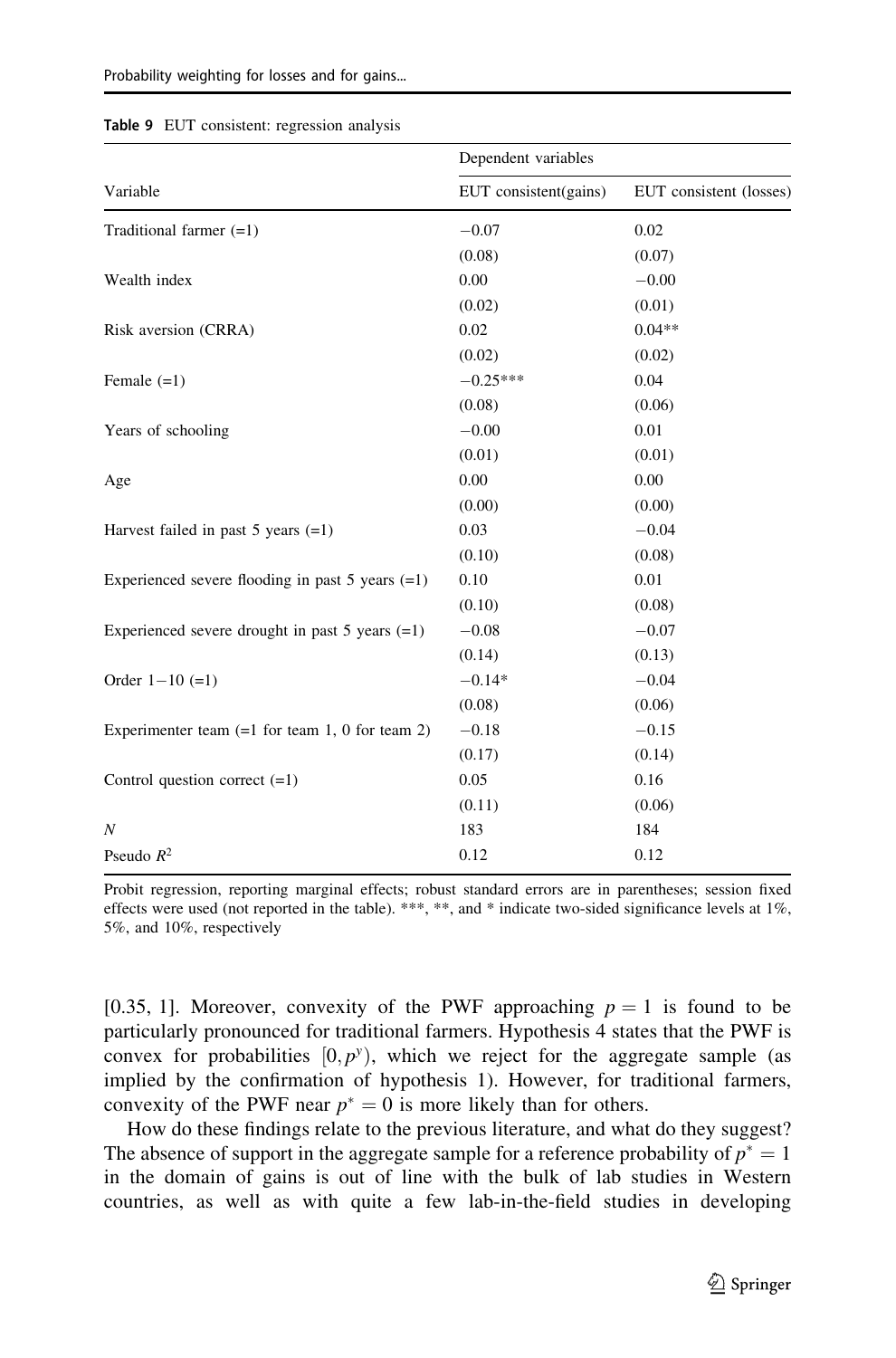**Table 9** EUT consistent: regression analysis

| Variable | Dependent variables | |
|---|---|---|
| | EUT consistent(gains) | EUT consistent (losses) |
| Traditional farmer (=1) | −0.07 | 0.02 |
| | (0.08) | (0.07) |
| Wealth index | 0.00 | −0.00 |
| | (0.02) | (0.01) |
| Risk aversion (CRRA) | 0.02 | 0.04** |
| | (0.02) | (0.02) |
| Female (=1) | −0.25*** | 0.04 |
| | (0.08) | (0.06) |
| Years of schooling | −0.00 | 0.01 |
| | (0.01) | (0.01) |
| Age | 0.00 | 0.00 |
| | (0.00) | (0.00) |
| Harvest failed in past 5 years (=1) | 0.03 | −0.04 |
| | (0.10) | (0.08) |
| Experienced severe flooding in past 5 years (=1) | 0.10 | 0.01 |
| | (0.10) | (0.08) |
| Experienced severe drought in past 5 years (=1) | −0.08 | −0.07 |
| | (0.14) | (0.13) |
| Order 1−10 (=1) | −0.14* | −0.04 |
| | (0.08) | (0.06) |
| Experimenter team (=1 for team 1, 0 for team 2) | −0.18 | −0.15 |
| | (0.17) | (0.14) |
| Control question correct (=1) | 0.05 | 0.16 |
| | (0.11) | (0.06) |
| $N$ | 183 | 184 |
| Pseudo $R^2$ | 0.12 | 0.12 |

Probit regression, reporting marginal effects; robust standard errors are in parentheses; session fixed effects were used (not reported in the table). ***, **, and * indicate two-sided significance levels at 1%, 5%, and 10%, respectively

[0.35, 1]. Moreover, convexity of the PWF approaching $p = 1$ is found to be particularly pronounced for traditional farmers. Hypothesis 4 states that the PWF is convex for probabilities $[0, p^y)$, which we reject for the aggregate sample (as implied by the confirmation of hypothesis 1). However, for traditional farmers, convexity of the PWF near $p^* = 0$ is more likely than for others.

How do these findings relate to the previous literature, and what do they suggest? The absence of support in the aggregate sample for a reference probability of $p^* = 1$ in the domain of gains is out of line with the bulk of lab studies in Western countries, as well as with quite a few lab-in-the-field studies in developing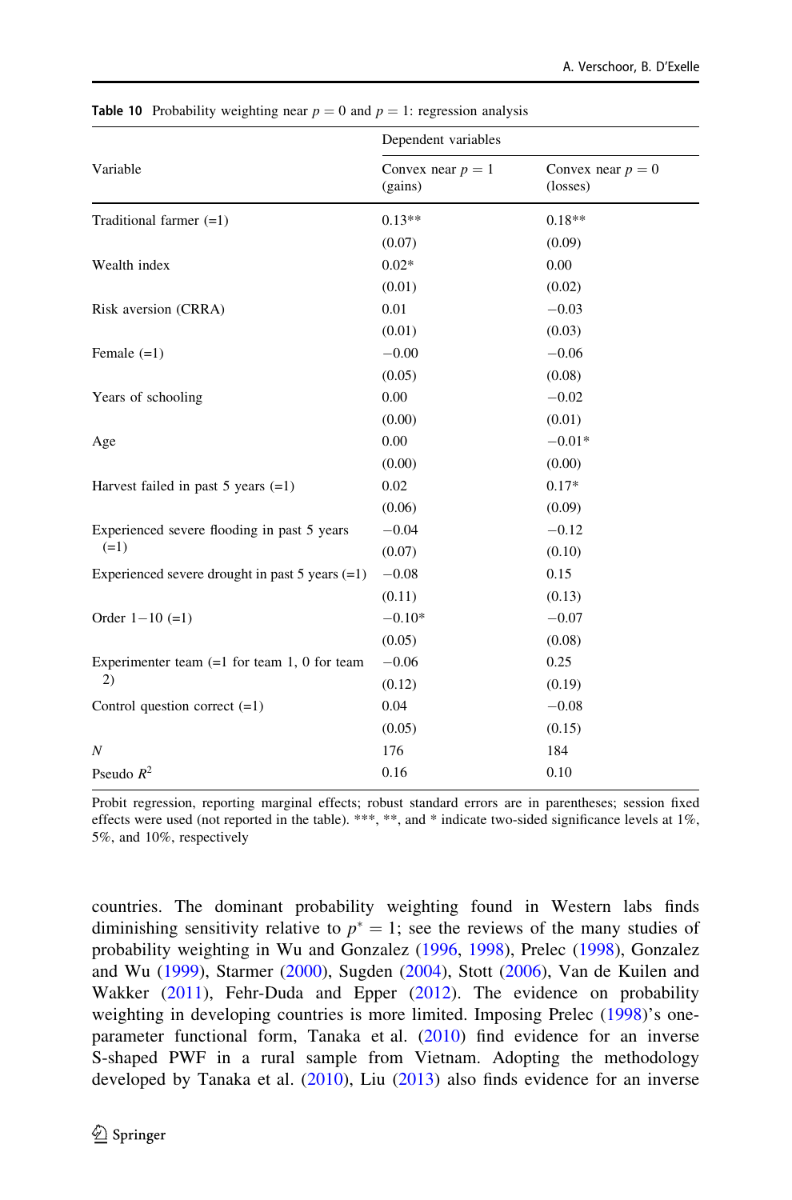**Table 10** Probability weighting near $p = 0$ and $p = 1$: regression analysis

| Variable | Dependent variables | |
|---|---|---|
| | Convex near $p = 1$ (gains) | Convex near $p = 0$ (losses) |
| Traditional farmer (=1) | 0.13** | 0.18** |
| | (0.07) | (0.09) |
| Wealth index | 0.02* | 0.00 |
| | (0.01) | (0.02) |
| Risk aversion (CRRA) | 0.01 | −0.03 |
| | (0.01) | (0.03) |
| Female (=1) | −0.00 | −0.06 |
| | (0.05) | (0.08) |
| Years of schooling | 0.00 | −0.02 |
| | (0.00) | (0.01) |
| Age | 0.00 | −0.01* |
| | (0.00) | (0.00) |
| Harvest failed in past 5 years (=1) | 0.02 | 0.17* |
| | (0.06) | (0.09) |
| Experienced severe flooding in past 5 years (=1) | −0.04 | −0.12 |
| | (0.07) | (0.10) |
| Experienced severe drought in past 5 years (=1) | −0.08 | 0.15 |
| | (0.11) | (0.13) |
| Order 1−10 (=1) | −0.10* | −0.07 |
| | (0.05) | (0.08) |
| Experimenter team (=1 for team 1, 0 for team 2) | −0.06 | 0.25 |
| | (0.12) | (0.19) |
| Control question correct (=1) | 0.04 | −0.08 |
| | (0.05) | (0.15) |
| *N* | 176 | 184 |
| Pseudo $R^2$ | 0.16 | 0.10 |

Probit regression, reporting marginal effects; robust standard errors are in parentheses; session fixed effects were used (not reported in the table). ***, **, and * indicate two-sided significance levels at 1%, 5%, and 10%, respectively

countries. The dominant probability weighting found in Western labs finds diminishing sensitivity relative to $p^* = 1$; see the reviews of the many studies of probability weighting in Wu and Gonzalez (1996, 1998), Prelec (1998), Gonzalez and Wu (1999), Starmer (2000), Sugden (2004), Stott (2006), Van de Kuilen and Wakker (2011), Fehr-Duda and Epper (2012). The evidence on probability weighting in developing countries is more limited. Imposing Prelec (1998)'s one-parameter functional form, Tanaka et al. (2010) find evidence for an inverse S-shaped PWF in a rural sample from Vietnam. Adopting the methodology developed by Tanaka et al. (2010), Liu (2013) also finds evidence for an inverse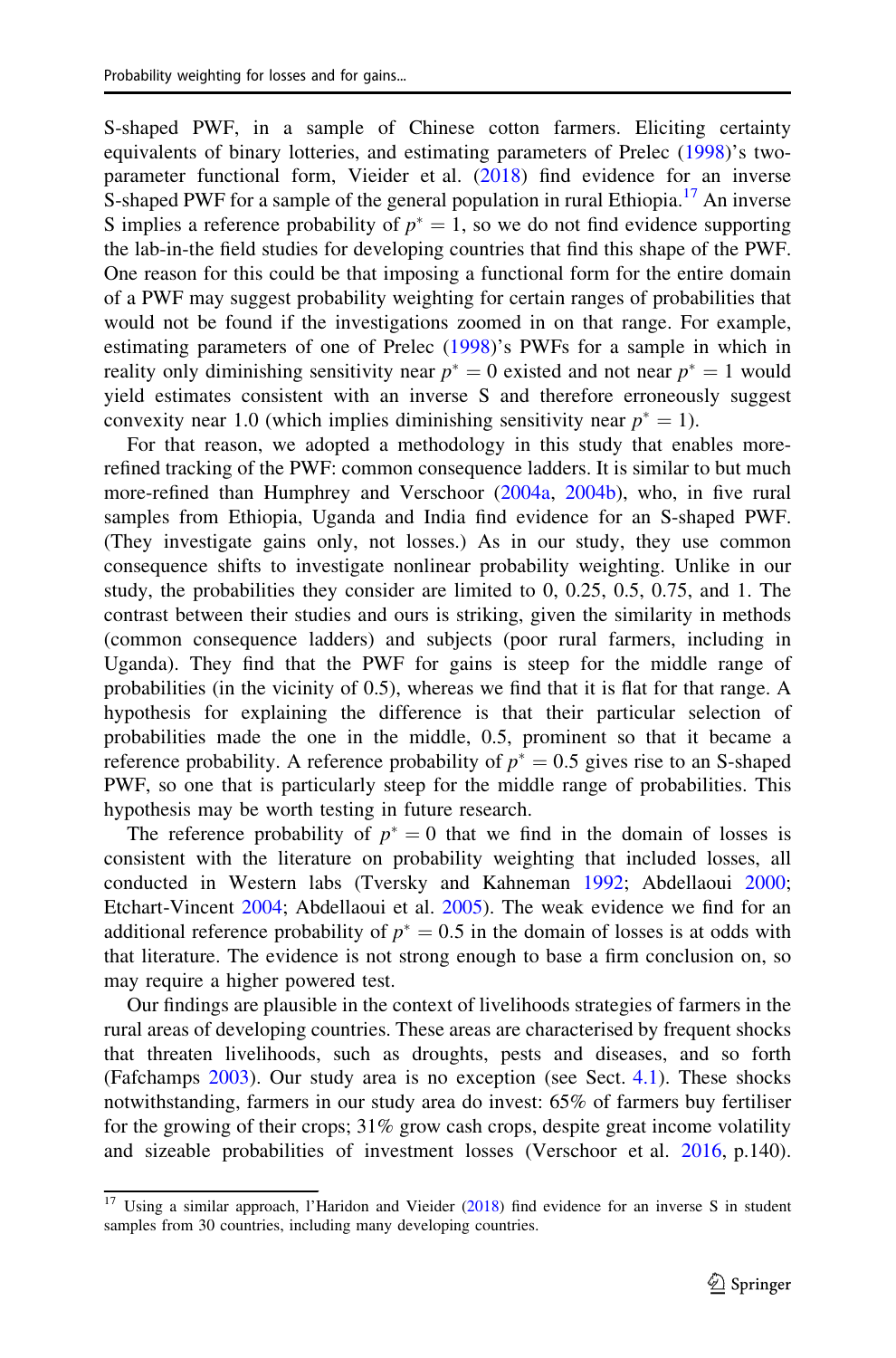S-shaped PWF, in a sample of Chinese cotton farmers. Eliciting certainty equivalents of binary lotteries, and estimating parameters of Prelec (1998)'s two-parameter functional form, Vieider et al. (2018) find evidence for an inverse S-shaped PWF for a sample of the general population in rural Ethiopia.[17] An inverse S implies a reference probability of $p^* = 1$, so we do not find evidence supporting the lab-in-the field studies for developing countries that find this shape of the PWF. One reason for this could be that imposing a functional form for the entire domain of a PWF may suggest probability weighting for certain ranges of probabilities that would not be found if the investigations zoomed in on that range. For example, estimating parameters of one of Prelec (1998)'s PWFs for a sample in which in reality only diminishing sensitivity near $p^* = 0$ existed and not near $p^* = 1$ would yield estimates consistent with an inverse S and therefore erroneously suggest convexity near 1.0 (which implies diminishing sensitivity near $p^* = 1$).

For that reason, we adopted a methodology in this study that enables more-refined tracking of the PWF: common consequence ladders. It is similar to but much more-refined than Humphrey and Verschoor (2004a, 2004b), who, in five rural samples from Ethiopia, Uganda and India find evidence for an S-shaped PWF. (They investigate gains only, not losses.) As in our study, they use common consequence shifts to investigate nonlinear probability weighting. Unlike in our study, the probabilities they consider are limited to 0, 0.25, 0.5, 0.75, and 1. The contrast between their studies and ours is striking, given the similarity in methods (common consequence ladders) and subjects (poor rural farmers, including in Uganda). They find that the PWF for gains is steep for the middle range of probabilities (in the vicinity of 0.5), whereas we find that it is flat for that range. A hypothesis for explaining the difference is that their particular selection of probabilities made the one in the middle, 0.5, prominent so that it became a reference probability. A reference probability of $p^* = 0.5$ gives rise to an S-shaped PWF, so one that is particularly steep for the middle range of probabilities. This hypothesis may be worth testing in future research.

The reference probability of $p^* = 0$ that we find in the domain of losses is consistent with the literature on probability weighting that included losses, all conducted in Western labs (Tversky and Kahneman 1992; Abdellaoui 2000; Etchart-Vincent 2004; Abdellaoui et al. 2005). The weak evidence we find for an additional reference probability of $p^* = 0.5$ in the domain of losses is at odds with that literature. The evidence is not strong enough to base a firm conclusion on, so may require a higher powered test.

Our findings are plausible in the context of livelihoods strategies of farmers in the rural areas of developing countries. These areas are characterised by frequent shocks that threaten livelihoods, such as droughts, pests and diseases, and so forth (Fafchamps 2003). Our study area is no exception (see Sect. 4.1). These shocks notwithstanding, farmers in our study area do invest: 65% of farmers buy fertiliser for the growing of their crops; 31% grow cash crops, despite great income volatility and sizeable probabilities of investment losses (Verschoor et al. 2016, p.140).

[17] Using a similar approach, l'Haridon and Vieider (2018) find evidence for an inverse S in student samples from 30 countries, including many developing countries.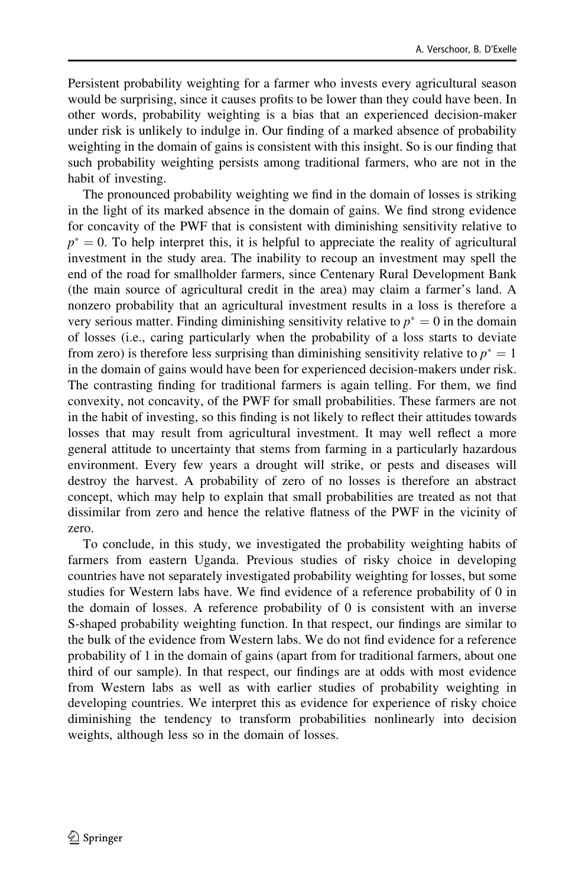Persistent probability weighting for a farmer who invests every agricultural season would be surprising, since it causes profits to be lower than they could have been. In other words, probability weighting is a bias that an experienced decision-maker under risk is unlikely to indulge in. Our finding of a marked absence of probability weighting in the domain of gains is consistent with this insight. So is our finding that such probability weighting persists among traditional farmers, who are not in the habit of investing.

The pronounced probability weighting we find in the domain of losses is striking in the light of its marked absence in the domain of gains. We find strong evidence for concavity of the PWF that is consistent with diminishing sensitivity relative to $p^* = 0$. To help interpret this, it is helpful to appreciate the reality of agricultural investment in the study area. The inability to recoup an investment may spell the end of the road for smallholder farmers, since Centenary Rural Development Bank (the main source of agricultural credit in the area) may claim a farmer's land. A nonzero probability that an agricultural investment results in a loss is therefore a very serious matter. Finding diminishing sensitivity relative to $p^* = 0$ in the domain of losses (i.e., caring particularly when the probability of a loss starts to deviate from zero) is therefore less surprising than diminishing sensitivity relative to $p^* = 1$ in the domain of gains would have been for experienced decision-makers under risk. The contrasting finding for traditional farmers is again telling. For them, we find convexity, not concavity, of the PWF for small probabilities. These farmers are not in the habit of investing, so this finding is not likely to reflect their attitudes towards losses that may result from agricultural investment. It may well reflect a more general attitude to uncertainty that stems from farming in a particularly hazardous environment. Every few years a drought will strike, or pests and diseases will destroy the harvest. A probability of zero of no losses is therefore an abstract concept, which may help to explain that small probabilities are treated as not that dissimilar from zero and hence the relative flatness of the PWF in the vicinity of zero.

To conclude, in this study, we investigated the probability weighting habits of farmers from eastern Uganda. Previous studies of risky choice in developing countries have not separately investigated probability weighting for losses, but some studies for Western labs have. We find evidence of a reference probability of 0 in the domain of losses. A reference probability of 0 is consistent with an inverse S-shaped probability weighting function. In that respect, our findings are similar to the bulk of the evidence from Western labs. We do not find evidence for a reference probability of 1 in the domain of gains (apart from for traditional farmers, about one third of our sample). In that respect, our findings are at odds with most evidence from Western labs as well as with earlier studies of probability weighting in developing countries. We interpret this as evidence for experience of risky choice diminishing the tendency to transform probabilities nonlinearly into decision weights, although less so in the domain of losses.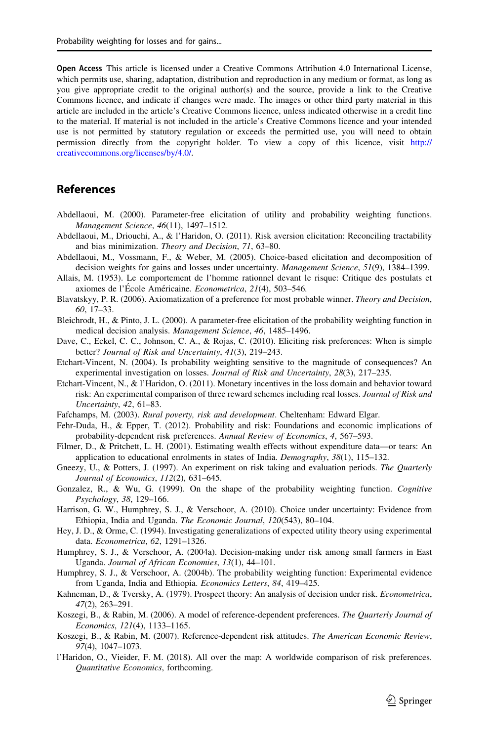**Open Access** This article is licensed under a Creative Commons Attribution 4.0 International License, which permits use, sharing, adaptation, distribution and reproduction in any medium or format, as long as you give appropriate credit to the original author(s) and the source, provide a link to the Creative Commons licence, and indicate if changes were made. The images or other third party material in this article are included in the article's Creative Commons licence, unless indicated otherwise in a credit line to the material. If material is not included in the article's Creative Commons licence and your intended use is not permitted by statutory regulation or exceeds the permitted use, you will need to obtain permission directly from the copyright holder. To view a copy of this licence, visit http://creativecommons.org/licenses/by/4.0/.

## References

Abdellaoui, M. (2000). Parameter-free elicitation of utility and probability weighting functions. *Management Science*, *46*(11), 1497–1512.

Abdellaoui, M., Driouchi, A., & l'Haridon, O. (2011). Risk aversion elicitation: Reconciling tractability and bias minimization. *Theory and Decision*, *71*, 63–80.

Abdellaoui, M., Vossmann, F., & Weber, M. (2005). Choice-based elicitation and decomposition of decision weights for gains and losses under uncertainty. *Management Science*, *51*(9), 1384–1399.

Allais, M. (1953). Le comportement de l'homme rationnel devant le risque: Critique des postulats et axiomes de l'École Américaine. *Econometrica*, *21*(4), 503–546.

Blavatskyy, P. R. (2006). Axiomatization of a preference for most probable winner. *Theory and Decision*, *60*, 17–33.

Bleichrodt, H., & Pinto, J. L. (2000). A parameter-free elicitation of the probability weighting function in medical decision analysis. *Management Science*, *46*, 1485–1496.

Dave, C., Eckel, C. C., Johnson, C. A., & Rojas, C. (2010). Eliciting risk preferences: When is simple better? *Journal of Risk and Uncertainty*, *41*(3), 219–243.

Etchart-Vincent, N. (2004). Is probability weighting sensitive to the magnitude of consequences? An experimental investigation on losses. *Journal of Risk and Uncertainty*, *28*(3), 217–235.

Etchart-Vincent, N., & l'Haridon, O. (2011). Monetary incentives in the loss domain and behavior toward risk: An experimental comparison of three reward schemes including real losses. *Journal of Risk and Uncertainty*, *42*, 61–83.

Fafchamps, M. (2003). *Rural poverty, risk and development*. Cheltenham: Edward Elgar.

Fehr-Duda, H., & Epper, T. (2012). Probability and risk: Foundations and economic implications of probability-dependent risk preferences. *Annual Review of Economics*, *4*, 567–593.

Filmer, D., & Pritchett, L. H. (2001). Estimating wealth effects without expenditure data—or tears: An application to educational enrolments in states of India. *Demography*, *38*(1), 115–132.

Gneezy, U., & Potters, J. (1997). An experiment on risk taking and evaluation periods. *The Quarterly Journal of Economics*, *112*(2), 631–645.

Gonzalez, R., & Wu, G. (1999). On the shape of the probability weighting function. *Cognitive Psychology*, *38*, 129–166.

Harrison, G. W., Humphrey, S. J., & Verschoor, A. (2010). Choice under uncertainty: Evidence from Ethiopia, India and Uganda. *The Economic Journal*, *120*(543), 80–104.

Hey, J. D., & Orme, C. (1994). Investigating generalizations of expected utility theory using experimental data. *Econometrica*, *62*, 1291–1326.

Humphrey, S. J., & Verschoor, A. (2004a). Decision-making under risk among small farmers in East Uganda. *Journal of African Economies*, *13*(1), 44–101.

Humphrey, S. J., & Verschoor, A. (2004b). The probability weighting function: Experimental evidence from Uganda, India and Ethiopia. *Economics Letters*, *84*, 419–425.

Kahneman, D., & Tversky, A. (1979). Prospect theory: An analysis of decision under risk. *Econometrica*, *47*(2), 263–291.

Koszegi, B., & Rabin, M. (2006). A model of reference-dependent preferences. *The Quarterly Journal of Economics*, *121*(4), 1133–1165.

Koszegi, B., & Rabin, M. (2007). Reference-dependent risk attitudes. *The American Economic Review*, *97*(4), 1047–1073.

l'Haridon, O., Vieider, F. M. (2018). All over the map: A worldwide comparison of risk preferences. *Quantitative Economics*, forthcoming.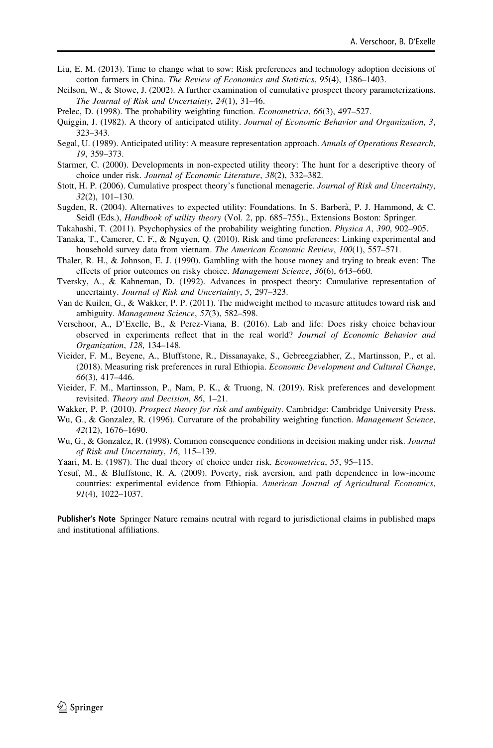Liu, E. M. (2013). Time to change what to sow: Risk preferences and technology adoption decisions of cotton farmers in China. *The Review of Economics and Statistics*, *95*(4), 1386–1403.

Neilson, W., & Stowe, J. (2002). A further examination of cumulative prospect theory parameterizations. *The Journal of Risk and Uncertainty*, *24*(1), 31–46.

Prelec, D. (1998). The probability weighting function. *Econometrica*, *66*(3), 497–527.

Quiggin, J. (1982). A theory of anticipated utility. *Journal of Economic Behavior and Organization*, *3*, 323–343.

Segal, U. (1989). Anticipated utility: A measure representation approach. *Annals of Operations Research*, *19*, 359–373.

Starmer, C. (2000). Developments in non-expected utility theory: The hunt for a descriptive theory of choice under risk. *Journal of Economic Literature*, *38*(2), 332–382.

Stott, H. P. (2006). Cumulative prospect theory's functional menagerie. *Journal of Risk and Uncertainty*, *32*(2), 101–130.

Sugden, R. (2004). Alternatives to expected utility: Foundations. In S. Barberà, P. J. Hammond, & C. Seidl (Eds.), *Handbook of utility theory* (Vol. 2, pp. 685–755)., Extensions Boston: Springer.

Takahashi, T. (2011). Psychophysics of the probability weighting function. *Physica A*, *390*, 902–905.

Tanaka, T., Camerer, C. F., & Nguyen, Q. (2010). Risk and time preferences: Linking experimental and household survey data from vietnam. *The American Economic Review*, *100*(1), 557–571.

Thaler, R. H., & Johnson, E. J. (1990). Gambling with the house money and trying to break even: The effects of prior outcomes on risky choice. *Management Science*, *36*(6), 643–660.

Tversky, A., & Kahneman, D. (1992). Advances in prospect theory: Cumulative representation of uncertainty. *Journal of Risk and Uncertainty*, *5*, 297–323.

Van de Kuilen, G., & Wakker, P. P. (2011). The midweight method to measure attitudes toward risk and ambiguity. *Management Science*, *57*(3), 582–598.

Verschoor, A., D'Exelle, B., & Perez-Viana, B. (2016). Lab and life: Does risky choice behaviour observed in experiments reflect that in the real world? *Journal of Economic Behavior and Organization*, *128*, 134–148.

Vieider, F. M., Beyene, A., Bluffstone, R., Dissanayake, S., Gebreegziabher, Z., Martinsson, P., et al. (2018). Measuring risk preferences in rural Ethiopia. *Economic Development and Cultural Change*, *66*(3), 417–446.

Vieider, F. M., Martinsson, P., Nam, P. K., & Truong, N. (2019). Risk preferences and development revisited. *Theory and Decision*, *86*, 1–21.

Wakker, P. P. (2010). *Prospect theory for risk and ambiguity*. Cambridge: Cambridge University Press.

Wu, G., & Gonzalez, R. (1996). Curvature of the probability weighting function. *Management Science*, *42*(12), 1676–1690.

Wu, G., & Gonzalez, R. (1998). Common consequence conditions in decision making under risk. *Journal of Risk and Uncertainty*, *16*, 115–139.

Yaari, M. E. (1987). The dual theory of choice under risk. *Econometrica*, *55*, 95–115.

Yesuf, M., & Bluffstone, R. A. (2009). Poverty, risk aversion, and path dependence in low-income countries: experimental evidence from Ethiopia. *American Journal of Agricultural Economics*, *91*(4), 1022–1037.

**Publisher's Note** Springer Nature remains neutral with regard to jurisdictional claims in published maps and institutional affiliations.